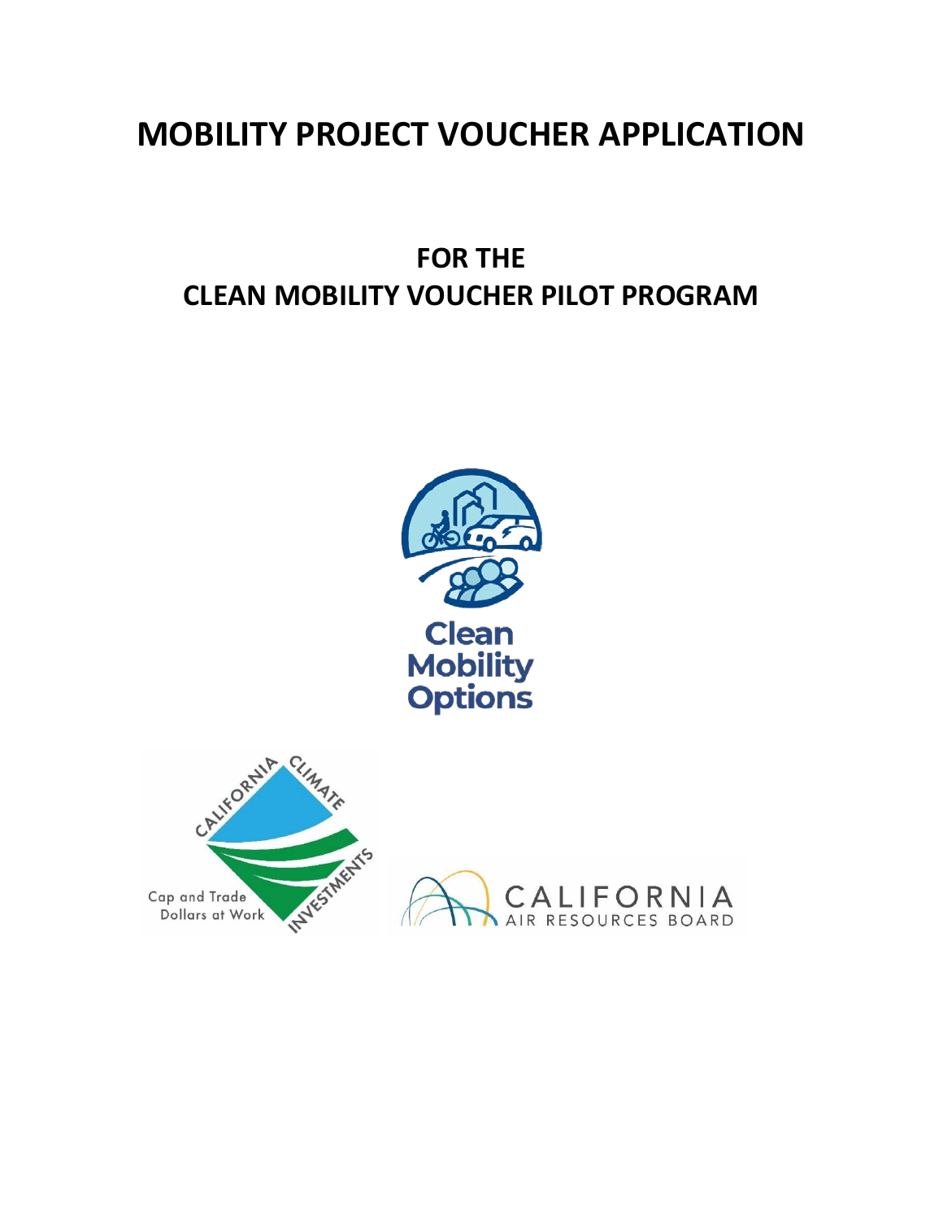# MOBILITY PROJECT VOUCHER APPLICATION

## FOR THE
## CLEAN MOBILITY VOUCHER PILOT PROGRAM

Clean Mobility Options

CALIFORNIA CLIMATE INVESTMENTS

Cap and Trade Dollars at Work

CALIFORNIA AIR RESOURCES BOARD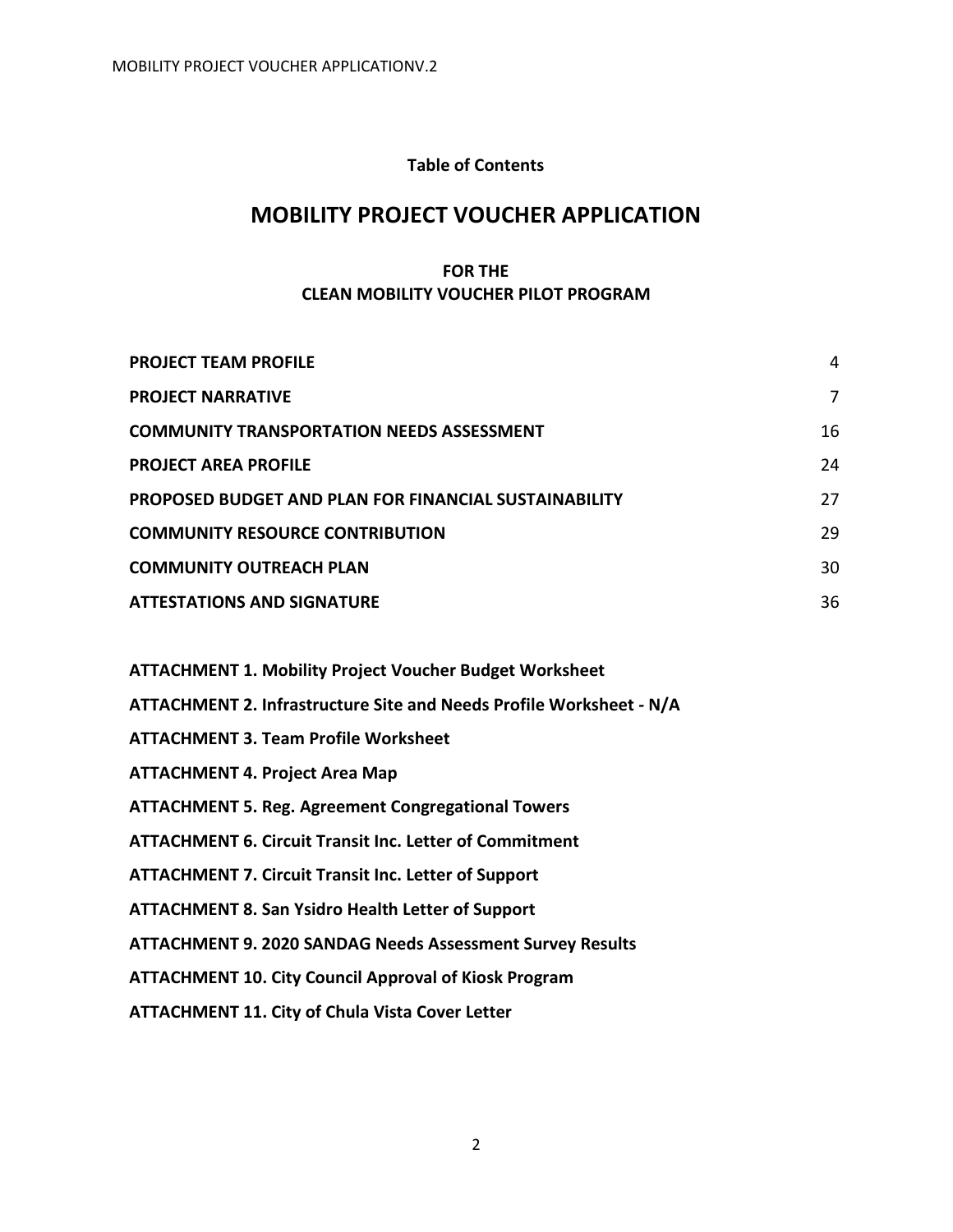**Table of Contents**

# MOBILITY PROJECT VOUCHER APPLICATION

**FOR THE**
**CLEAN MOBILITY VOUCHER PILOT PROGRAM**

| | |
|---|---|
| **PROJECT TEAM PROFILE** | 4 |
| **PROJECT NARRATIVE** | 7 |
| **COMMUNITY TRANSPORTATION NEEDS ASSESSMENT** | 16 |
| **PROJECT AREA PROFILE** | 24 |
| **PROPOSED BUDGET AND PLAN FOR FINANCIAL SUSTAINABILITY** | 27 |
| **COMMUNITY RESOURCE CONTRIBUTION** | 29 |
| **COMMUNITY OUTREACH PLAN** | 30 |
| **ATTESTATIONS AND SIGNATURE** | 36 |

**ATTACHMENT 1. Mobility Project Voucher Budget Worksheet**

**ATTACHMENT 2. Infrastructure Site and Needs Profile Worksheet - N/A**

**ATTACHMENT 3. Team Profile Worksheet**

**ATTACHMENT 4. Project Area Map**

**ATTACHMENT 5. Reg. Agreement Congregational Towers**

**ATTACHMENT 6. Circuit Transit Inc. Letter of Commitment**

**ATTACHMENT 7. Circuit Transit Inc. Letter of Support**

**ATTACHMENT 8. San Ysidro Health Letter of Support**

**ATTACHMENT 9. 2020 SANDAG Needs Assessment Survey Results**

**ATTACHMENT 10. City Council Approval of Kiosk Program**

**ATTACHMENT 11. City of Chula Vista Cover Letter**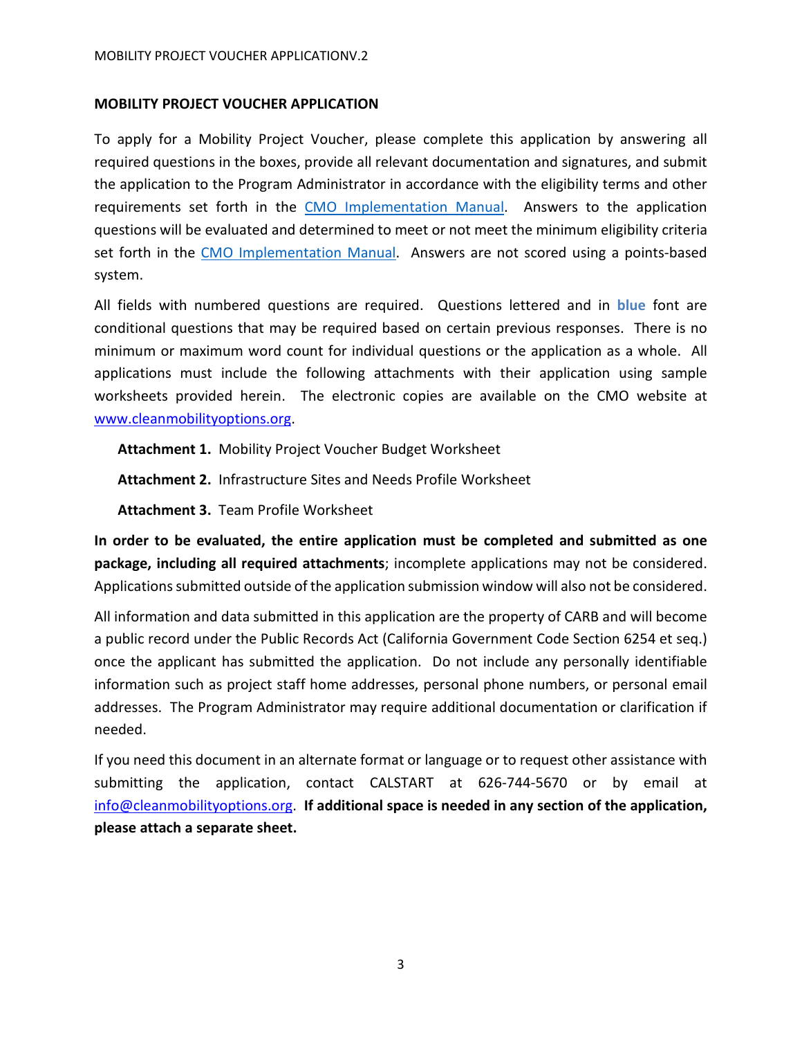## MOBILITY PROJECT VOUCHER APPLICATION

To apply for a Mobility Project Voucher, please complete this application by answering all required questions in the boxes, provide all relevant documentation and signatures, and submit the application to the Program Administrator in accordance with the eligibility terms and other requirements set forth in the [CMO Implementation Manual](). Answers to the application questions will be evaluated and determined to meet or not meet the minimum eligibility criteria set forth in the [CMO Implementation Manual](). Answers are not scored using a points-based system.

All fields with numbered questions are required. Questions lettered and in **blue** font are conditional questions that may be required based on certain previous responses. There is no minimum or maximum word count for individual questions or the application as a whole. All applications must include the following attachments with their application using sample worksheets provided herein. The electronic copies are available on the CMO website at [www.cleanmobilityoptions.org](www.cleanmobilityoptions.org).

**Attachment 1.** Mobility Project Voucher Budget Worksheet

**Attachment 2.** Infrastructure Sites and Needs Profile Worksheet

**Attachment 3.** Team Profile Worksheet

**In order to be evaluated, the entire application must be completed and submitted as one package, including all required attachments**; incomplete applications may not be considered. Applications submitted outside of the application submission window will also not be considered.

All information and data submitted in this application are the property of CARB and will become a public record under the Public Records Act (California Government Code Section 6254 et seq.) once the applicant has submitted the application. Do not include any personally identifiable information such as project staff home addresses, personal phone numbers, or personal email addresses. The Program Administrator may require additional documentation or clarification if needed.

If you need this document in an alternate format or language or to request other assistance with submitting the application, contact CALSTART at 626-744-5670 or by email at [info@cleanmobilityoptions.org](mailto:info@cleanmobilityoptions.org). **If additional space is needed in any section of the application, please attach a separate sheet.**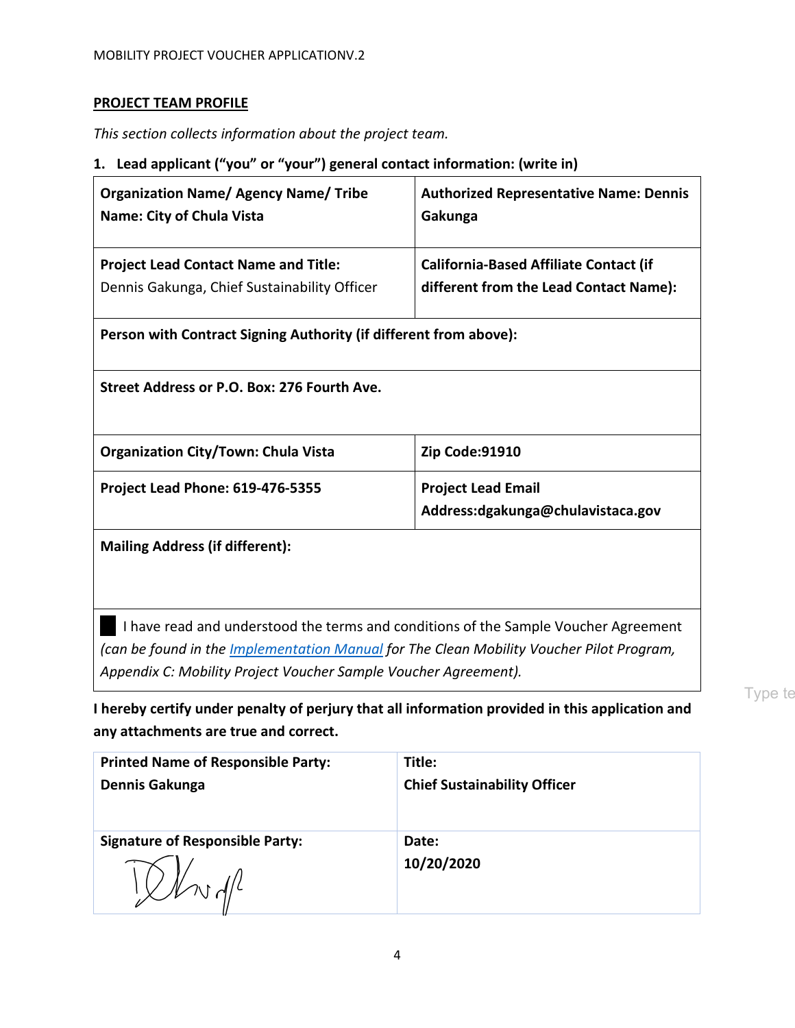## PROJECT TEAM PROFILE

*This section collects information about the project team.*

**1. Lead applicant ("you" or "your") general contact information: (write in)**

| **Organization Name/ Agency Name/ Tribe Name: City of Chula Vista** | **Authorized Representative Name: Dennis Gakunga** |
|---|---|
| **Project Lead Contact Name and Title:** Dennis Gakunga, Chief Sustainability Officer | **California-Based Affiliate Contact (if different from the Lead Contact Name):** |
| **Person with Contract Signing Authority (if different from above):** | |
| **Street Address or P.O. Box: 276 Fourth Ave.** | |
| **Organization City/Town: Chula Vista** | **Zip Code:91910** |
| **Project Lead Phone: 619-476-5355** | **Project Lead Email Address:dgakunga@chulavistaca.gov** |
| **Mailing Address (if different):** | |
| ■ I have read and understood the terms and conditions of the Sample Voucher Agreement *(can be found in the Implementation Manual for The Clean Mobility Voucher Pilot Program, Appendix C: Mobility Project Voucher Sample Voucher Agreement).* | |

Type te

**I hereby certify under penalty of perjury that all information provided in this application and any attachments are true and correct.**

| **Printed Name of Responsible Party:** **Dennis Gakunga** | **Title:** **Chief Sustainability Officer** |
|---|---|
| **Signature of Responsible Party:** [signature] | **Date:** **10/20/2020** |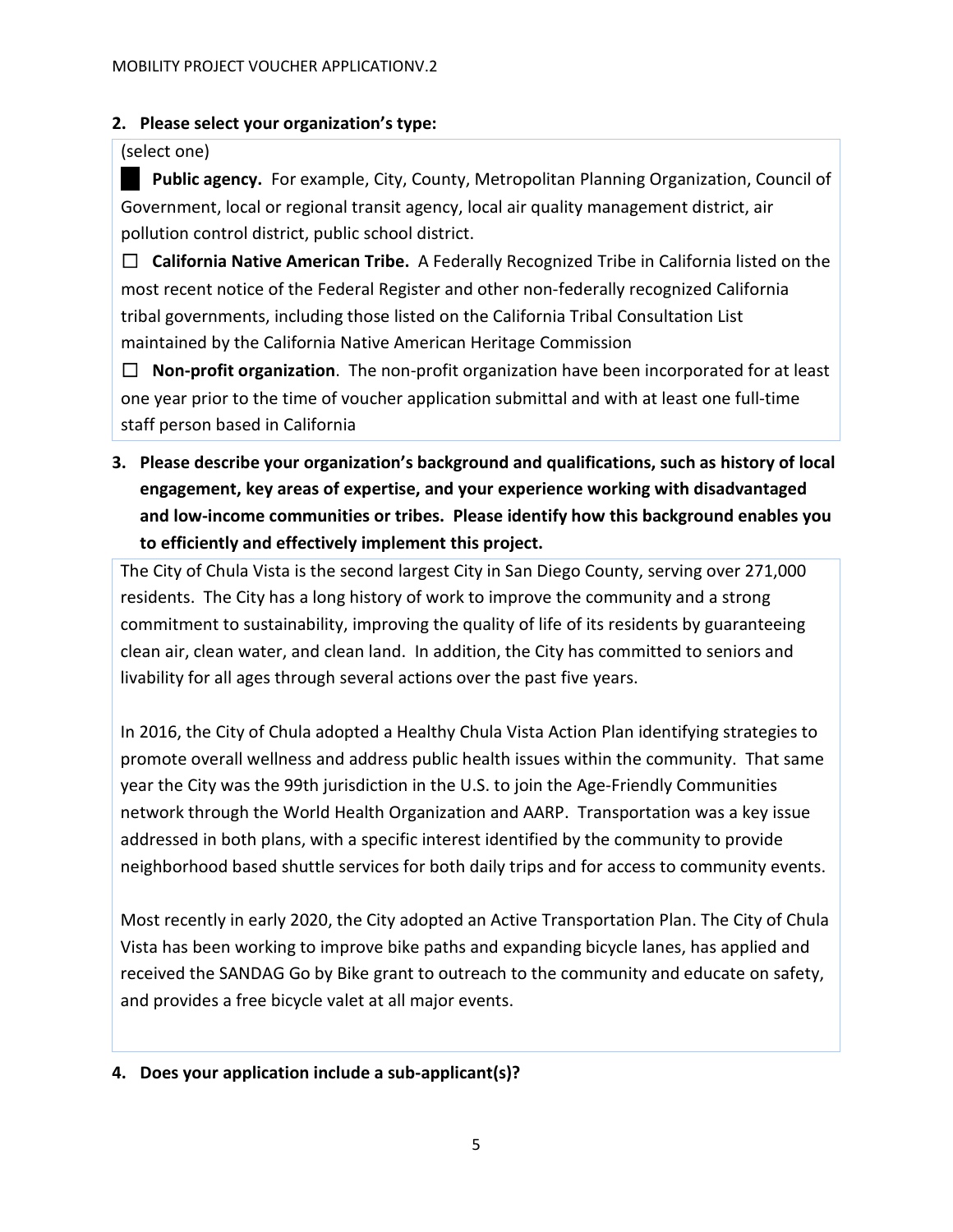**2. Please select your organization's type:**

(select one)

■ **Public agency.** For example, City, County, Metropolitan Planning Organization, Council of Government, local or regional transit agency, local air quality management district, air pollution control district, public school district.

☐ **California Native American Tribe.** A Federally Recognized Tribe in California listed on the most recent notice of the Federal Register and other non-federally recognized California tribal governments, including those listed on the California Tribal Consultation List maintained by the California Native American Heritage Commission

☐ **Non-profit organization**. The non-profit organization have been incorporated for at least one year prior to the time of voucher application submittal and with at least one full-time staff person based in California

**3. Please describe your organization's background and qualifications, such as history of local engagement, key areas of expertise, and your experience working with disadvantaged and low-income communities or tribes. Please identify how this background enables you to efficiently and effectively implement this project.**

The City of Chula Vista is the second largest City in San Diego County, serving over 271,000 residents. The City has a long history of work to improve the community and a strong commitment to sustainability, improving the quality of life of its residents by guaranteeing clean air, clean water, and clean land. In addition, the City has committed to seniors and livability for all ages through several actions over the past five years.

In 2016, the City of Chula adopted a Healthy Chula Vista Action Plan identifying strategies to promote overall wellness and address public health issues within the community. That same year the City was the 99th jurisdiction in the U.S. to join the Age-Friendly Communities network through the World Health Organization and AARP. Transportation was a key issue addressed in both plans, with a specific interest identified by the community to provide neighborhood based shuttle services for both daily trips and for access to community events.

Most recently in early 2020, the City adopted an Active Transportation Plan. The City of Chula Vista has been working to improve bike paths and expanding bicycle lanes, has applied and received the SANDAG Go by Bike grant to outreach to the community and educate on safety, and provides a free bicycle valet at all major events.

**4. Does your application include a sub-applicant(s)?**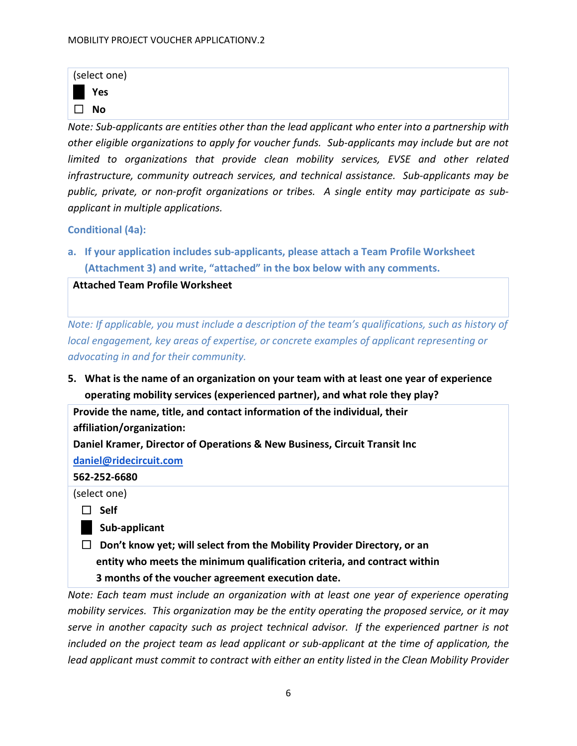(select one)

■ **Yes**

☐ **No**

*Note: Sub-applicants are entities other than the lead applicant who enter into a partnership with other eligible organizations to apply for voucher funds. Sub-applicants may include but are not limited to organizations that provide clean mobility services, EVSE and other related infrastructure, community outreach services, and technical assistance. Sub-applicants may be public, private, or non-profit organizations or tribes. A single entity may participate as sub-applicant in multiple applications.*

**Conditional (4a):**

a. **If your application includes sub-applicants, please attach a Team Profile Worksheet (Attachment 3) and write, "attached" in the box below with any comments.**

**Attached Team Profile Worksheet**

*Note: If applicable, you must include a description of the team's qualifications, such as history of local engagement, key areas of expertise, or concrete examples of applicant representing or advocating in and for their community.*

5. **What is the name of an organization on your team with at least one year of experience operating mobility services (experienced partner), and what role they play?**

**Provide the name, title, and contact information of the individual, their affiliation/organization:**

**Daniel Kramer, Director of Operations & New Business, Circuit Transit Inc**

**daniel@ridecircuit.com**

**562-252-6680**

(select one)

☐ **Self**

■ **Sub-applicant**

☐ **Don't know yet; will select from the Mobility Provider Directory, or an entity who meets the minimum qualification criteria, and contract within 3 months of the voucher agreement execution date.**

*Note: Each team must include an organization with at least one year of experience operating mobility services. This organization may be the entity operating the proposed service, or it may serve in another capacity such as project technical advisor. If the experienced partner is not included on the project team as lead applicant or sub-applicant at the time of application, the lead applicant must commit to contract with either an entity listed in the Clean Mobility Provider*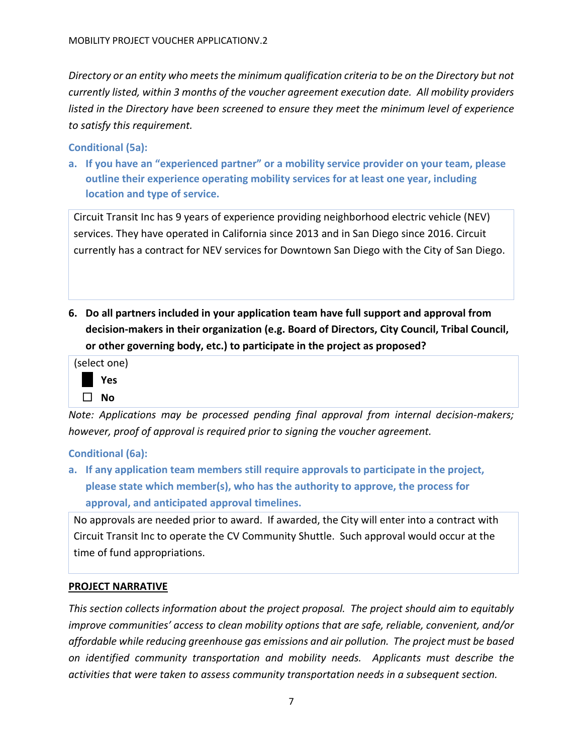*Directory or an entity who meets the minimum qualification criteria to be on the Directory but not currently listed, within 3 months of the voucher agreement execution date. All mobility providers listed in the Directory have been screened to ensure they meet the minimum level of experience to satisfy this requirement.*

**Conditional (5a):**

**a. If you have an "experienced partner" or a mobility service provider on your team, please outline their experience operating mobility services for at least one year, including location and type of service.**

Circuit Transit Inc has 9 years of experience providing neighborhood electric vehicle (NEV) services. They have operated in California since 2013 and in San Diego since 2016. Circuit currently has a contract for NEV services for Downtown San Diego with the City of San Diego.

**6. Do all partners included in your application team have full support and approval from decision-makers in their organization (e.g. Board of Directors, City Council, Tribal Council, or other governing body, etc.) to participate in the project as proposed?**

(select one)

- ■ **Yes**
- ☐ **No**

*Note: Applications may be processed pending final approval from internal decision-makers; however, proof of approval is required prior to signing the voucher agreement.*

**Conditional (6a):**

**a. If any application team members still require approvals to participate in the project, please state which member(s), who has the authority to approve, the process for approval, and anticipated approval timelines.**

No approvals are needed prior to award. If awarded, the City will enter into a contract with Circuit Transit Inc to operate the CV Community Shuttle. Such approval would occur at the time of fund appropriations.

**PROJECT NARRATIVE**

*This section collects information about the project proposal. The project should aim to equitably improve communities' access to clean mobility options that are safe, reliable, convenient, and/or affordable while reducing greenhouse gas emissions and air pollution. The project must be based on identified community transportation and mobility needs. Applicants must describe the activities that were taken to assess community transportation needs in a subsequent section.*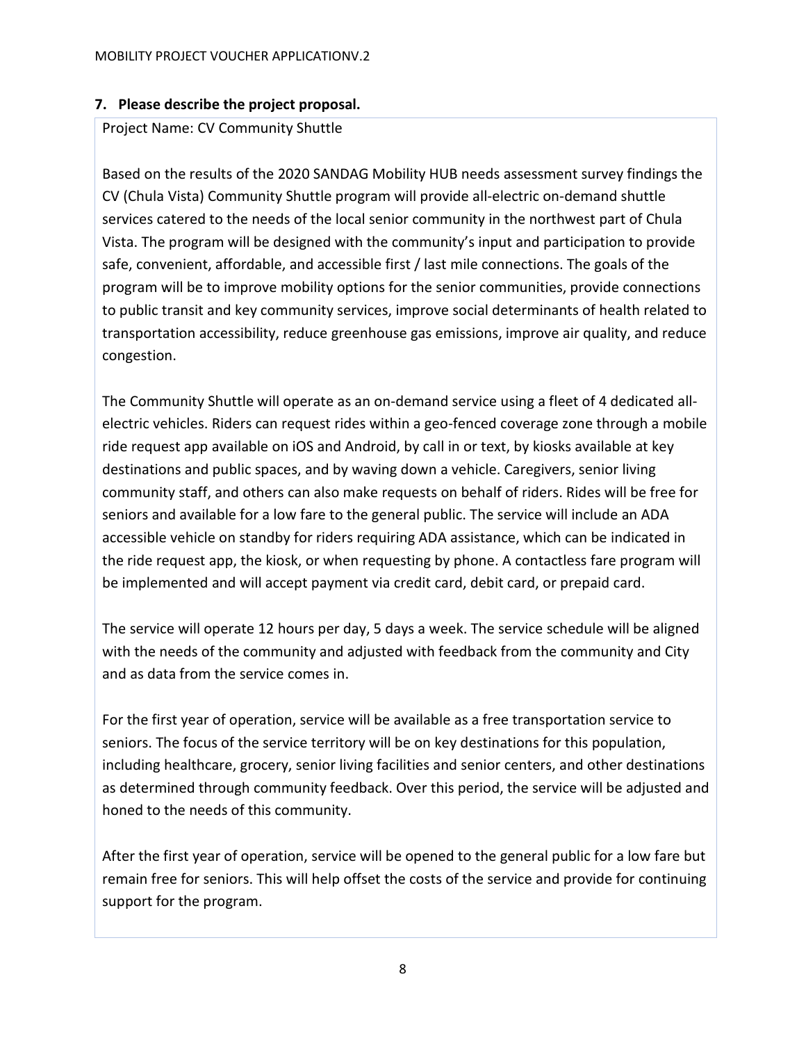### 7. Please describe the project proposal.

Project Name: CV Community Shuttle

Based on the results of the 2020 SANDAG Mobility HUB needs assessment survey findings the CV (Chula Vista) Community Shuttle program will provide all-electric on-demand shuttle services catered to the needs of the local senior community in the northwest part of Chula Vista. The program will be designed with the community's input and participation to provide safe, convenient, affordable, and accessible first / last mile connections. The goals of the program will be to improve mobility options for the senior communities, provide connections to public transit and key community services, improve social determinants of health related to transportation accessibility, reduce greenhouse gas emissions, improve air quality, and reduce congestion.

The Community Shuttle will operate as an on-demand service using a fleet of 4 dedicated all-electric vehicles. Riders can request rides within a geo-fenced coverage zone through a mobile ride request app available on iOS and Android, by call in or text, by kiosks available at key destinations and public spaces, and by waving down a vehicle. Caregivers, senior living community staff, and others can also make requests on behalf of riders. Rides will be free for seniors and available for a low fare to the general public. The service will include an ADA accessible vehicle on standby for riders requiring ADA assistance, which can be indicated in the ride request app, the kiosk, or when requesting by phone. A contactless fare program will be implemented and will accept payment via credit card, debit card, or prepaid card.

The service will operate 12 hours per day, 5 days a week. The service schedule will be aligned with the needs of the community and adjusted with feedback from the community and City and as data from the service comes in.

For the first year of operation, service will be available as a free transportation service to seniors. The focus of the service territory will be on key destinations for this population, including healthcare, grocery, senior living facilities and senior centers, and other destinations as determined through community feedback. Over this period, the service will be adjusted and honed to the needs of this community.

After the first year of operation, service will be opened to the general public for a low fare but remain free for seniors. This will help offset the costs of the service and provide for continuing support for the program.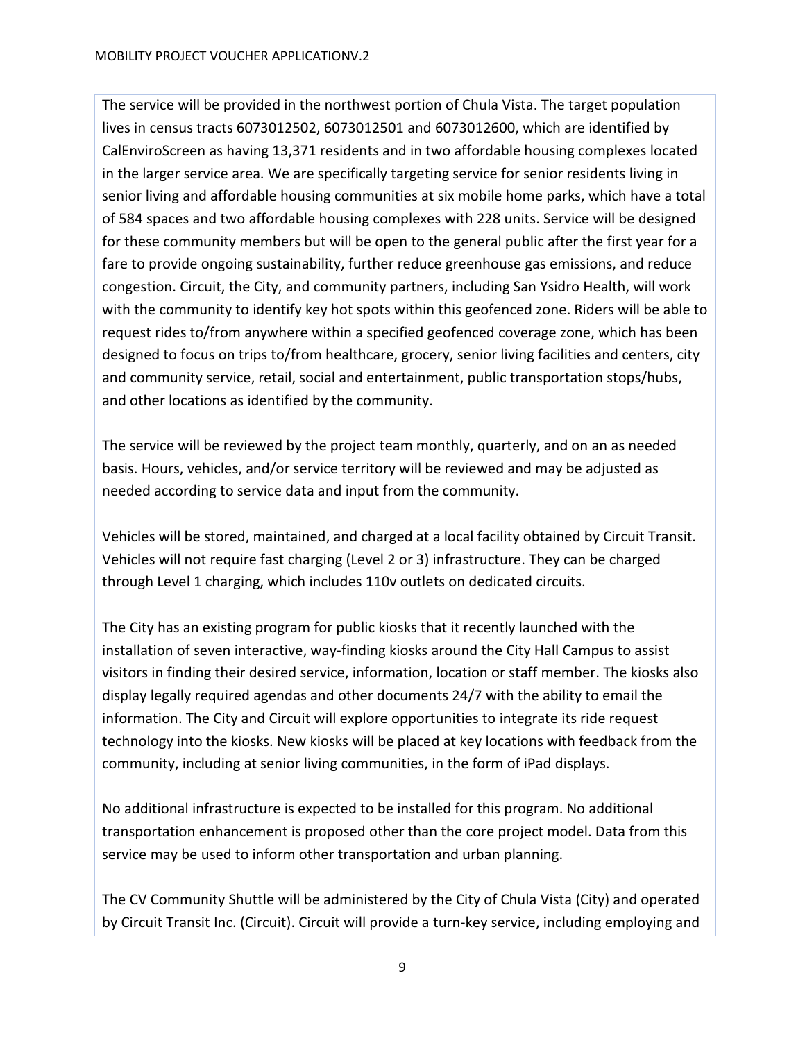The service will be provided in the northwest portion of Chula Vista. The target population lives in census tracts 6073012502, 6073012501 and 6073012600, which are identified by CalEnviroScreen as having 13,371 residents and in two affordable housing complexes located in the larger service area. We are specifically targeting service for senior residents living in senior living and affordable housing communities at six mobile home parks, which have a total of 584 spaces and two affordable housing complexes with 228 units. Service will be designed for these community members but will be open to the general public after the first year for a fare to provide ongoing sustainability, further reduce greenhouse gas emissions, and reduce congestion. Circuit, the City, and community partners, including San Ysidro Health, will work with the community to identify key hot spots within this geofenced zone. Riders will be able to request rides to/from anywhere within a specified geofenced coverage zone, which has been designed to focus on trips to/from healthcare, grocery, senior living facilities and centers, city and community service, retail, social and entertainment, public transportation stops/hubs, and other locations as identified by the community.

The service will be reviewed by the project team monthly, quarterly, and on an as needed basis. Hours, vehicles, and/or service territory will be reviewed and may be adjusted as needed according to service data and input from the community.

Vehicles will be stored, maintained, and charged at a local facility obtained by Circuit Transit. Vehicles will not require fast charging (Level 2 or 3) infrastructure. They can be charged through Level 1 charging, which includes 110v outlets on dedicated circuits.

The City has an existing program for public kiosks that it recently launched with the installation of seven interactive, way-finding kiosks around the City Hall Campus to assist visitors in finding their desired service, information, location or staff member. The kiosks also display legally required agendas and other documents 24/7 with the ability to email the information. The City and Circuit will explore opportunities to integrate its ride request technology into the kiosks. New kiosks will be placed at key locations with feedback from the community, including at senior living communities, in the form of iPad displays.

No additional infrastructure is expected to be installed for this program. No additional transportation enhancement is proposed other than the core project model. Data from this service may be used to inform other transportation and urban planning.

The CV Community Shuttle will be administered by the City of Chula Vista (City) and operated by Circuit Transit Inc. (Circuit). Circuit will provide a turn-key service, including employing and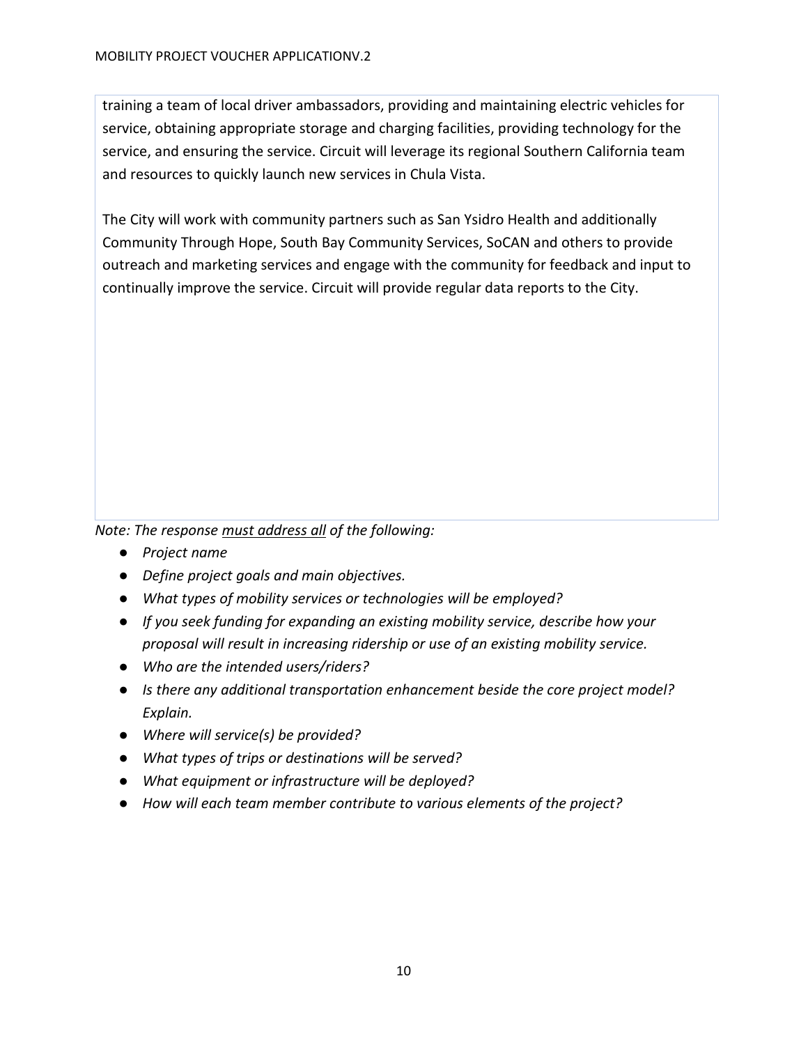training a team of local driver ambassadors, providing and maintaining electric vehicles for service, obtaining appropriate storage and charging facilities, providing technology for the service, and ensuring the service. Circuit will leverage its regional Southern California team and resources to quickly launch new services in Chula Vista.

The City will work with community partners such as San Ysidro Health and additionally Community Through Hope, South Bay Community Services, SoCAN and others to provide outreach and marketing services and engage with the community for feedback and input to continually improve the service. Circuit will provide regular data reports to the City.

*Note: The response <u>must address all</u> of the following:*

- *Project name*
- *Define project goals and main objectives.*
- *What types of mobility services or technologies will be employed?*
- *If you seek funding for expanding an existing mobility service, describe how your proposal will result in increasing ridership or use of an existing mobility service.*
- *Who are the intended users/riders?*
- *Is there any additional transportation enhancement beside the core project model? Explain.*
- *Where will service(s) be provided?*
- *What types of trips or destinations will be served?*
- *What equipment or infrastructure will be deployed?*
- *How will each team member contribute to various elements of the project?*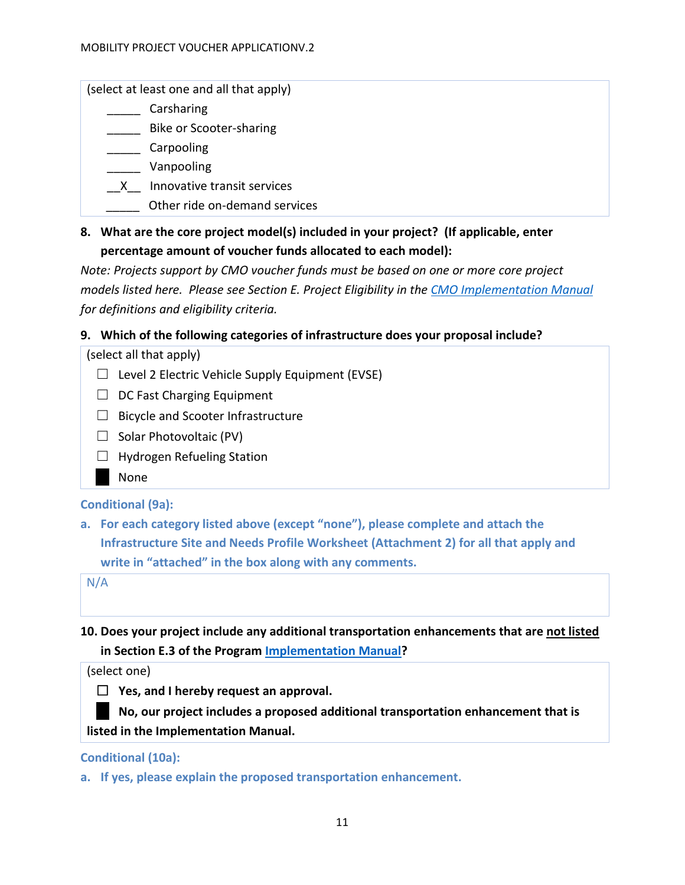(select at least one and all that apply)

_____ Carsharing

_____ Bike or Scooter-sharing

_____ Carpooling

_____ Vanpooling

\_\_X\_\_ Innovative transit services

_____ Other ride on-demand services

**8. What are the core project model(s) included in your project? (If applicable, enter percentage amount of voucher funds allocated to each model):**

*Note: Projects support by CMO voucher funds must be based on one or more core project models listed here. Please see Section E. Project Eligibility in the [CMO Implementation Manual] for definitions and eligibility criteria.*

**9. Which of the following categories of infrastructure does your proposal include?**

(select all that apply)

☐ Level 2 Electric Vehicle Supply Equipment (EVSE)

☐ DC Fast Charging Equipment

☐ Bicycle and Scooter Infrastructure

☐ Solar Photovoltaic (PV)

☐ Hydrogen Refueling Station

■ None

**Conditional (9a):**

**a. For each category listed above (except "none"), please complete and attach the Infrastructure Site and Needs Profile Worksheet (Attachment 2) for all that apply and write in "attached" in the box along with any comments.**

N/A

**10. Does your project include any additional transportation enhancements that are not listed in Section E.3 of the Program [Implementation Manual]?**

(select one)

☐ **Yes, and I hereby request an approval.**

■ **No, our project includes a proposed additional transportation enhancement that is listed in the Implementation Manual.**

**Conditional (10a):**

**a. If yes, please explain the proposed transportation enhancement.**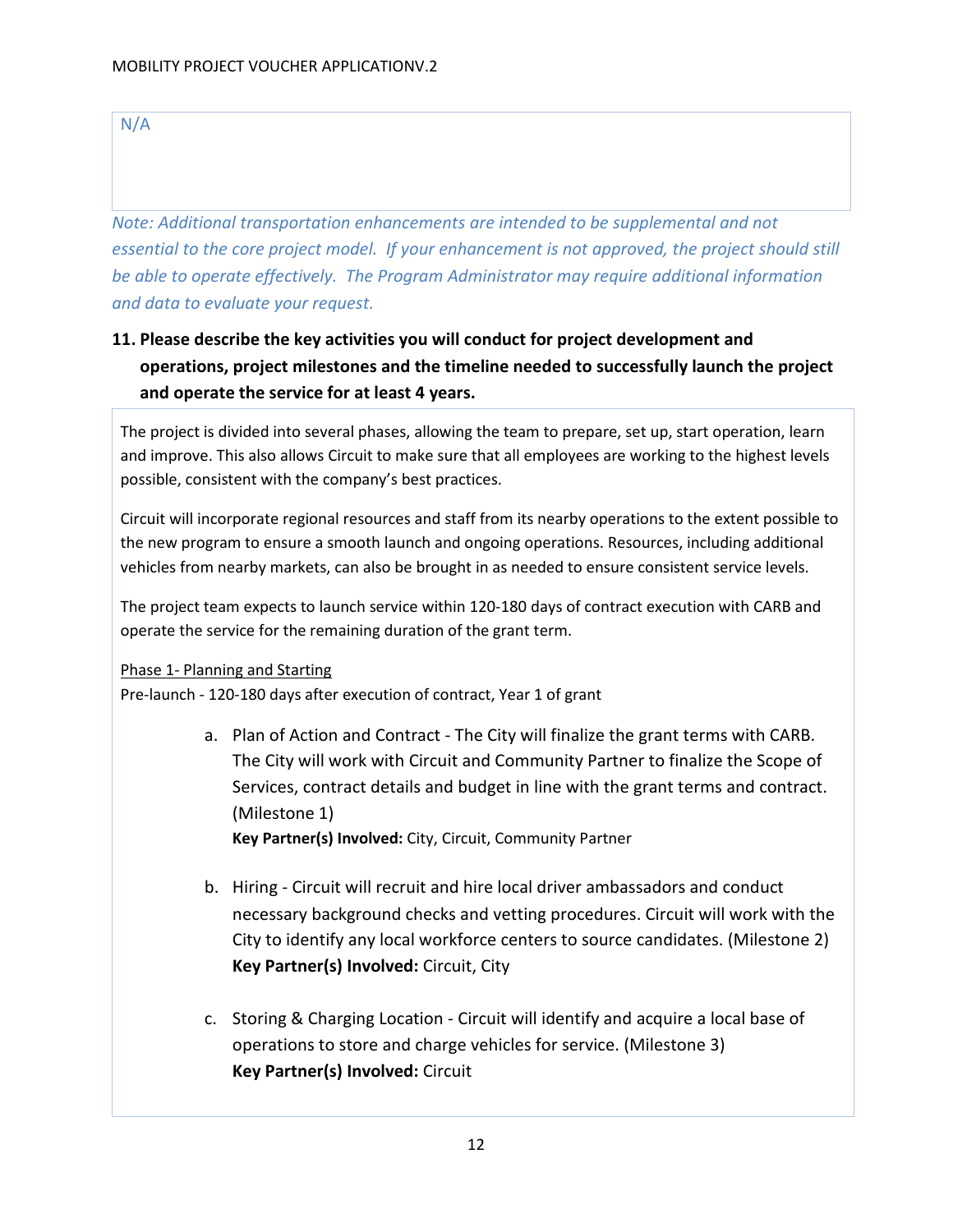N/A

*Note: Additional transportation enhancements are intended to be supplemental and not essential to the core project model. If your enhancement is not approved, the project should still be able to operate effectively. The Program Administrator may require additional information and data to evaluate your request.*

**11. Please describe the key activities you will conduct for project development and operations, project milestones and the timeline needed to successfully launch the project and operate the service for at least 4 years.**

The project is divided into several phases, allowing the team to prepare, set up, start operation, learn and improve. This also allows Circuit to make sure that all employees are working to the highest levels possible, consistent with the company's best practices.

Circuit will incorporate regional resources and staff from its nearby operations to the extent possible to the new program to ensure a smooth launch and ongoing operations. Resources, including additional vehicles from nearby markets, can also be brought in as needed to ensure consistent service levels.

The project team expects to launch service within 120-180 days of contract execution with CARB and operate the service for the remaining duration of the grant term.

<u>Phase 1- Planning and Starting</u>
Pre-launch - 120-180 days after execution of contract, Year 1 of grant

a. Plan of Action and Contract - The City will finalize the grant terms with CARB. The City will work with Circuit and Community Partner to finalize the Scope of Services, contract details and budget in line with the grant terms and contract. (Milestone 1)
   **Key Partner(s) Involved:** City, Circuit, Community Partner

b. Hiring - Circuit will recruit and hire local driver ambassadors and conduct necessary background checks and vetting procedures. Circuit will work with the City to identify any local workforce centers to source candidates. (Milestone 2)
   **Key Partner(s) Involved:** Circuit, City

c. Storing & Charging Location - Circuit will identify and acquire a local base of operations to store and charge vehicles for service. (Milestone 3)
   **Key Partner(s) Involved:** Circuit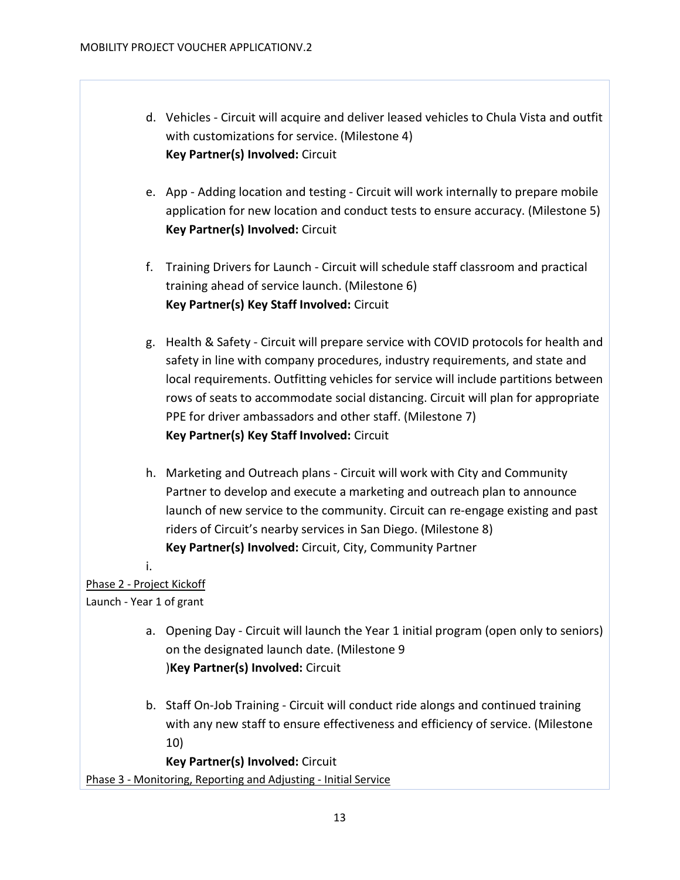d. Vehicles - Circuit will acquire and deliver leased vehicles to Chula Vista and outfit with customizations for service. (Milestone 4)
**Key Partner(s) Involved:** Circuit

e. App - Adding location and testing - Circuit will work internally to prepare mobile application for new location and conduct tests to ensure accuracy. (Milestone 5)
**Key Partner(s) Involved:** Circuit

f. Training Drivers for Launch - Circuit will schedule staff classroom and practical training ahead of service launch. (Milestone 6)
**Key Partner(s) Key Staff Involved:** Circuit

g. Health & Safety - Circuit will prepare service with COVID protocols for health and safety in line with company procedures, industry requirements, and state and local requirements. Outfitting vehicles for service will include partitions between rows of seats to accommodate social distancing. Circuit will plan for appropriate PPE for driver ambassadors and other staff. (Milestone 7)
**Key Partner(s) Key Staff Involved:** Circuit

h. Marketing and Outreach plans - Circuit will work with City and Community Partner to develop and execute a marketing and outreach plan to announce launch of new service to the community. Circuit can re-engage existing and past riders of Circuit's nearby services in San Diego. (Milestone 8)
**Key Partner(s) Involved:** Circuit, City, Community Partner

i.

<u>Phase 2 - Project Kickoff</u>
Launch - Year 1 of grant

a. Opening Day - Circuit will launch the Year 1 initial program (open only to seniors) on the designated launch date. (Milestone 9
)**Key Partner(s) Involved:** Circuit

b. Staff On-Job Training - Circuit will conduct ride alongs and continued training with any new staff to ensure effectiveness and efficiency of service. (Milestone 10)
**Key Partner(s) Involved:** Circuit

<u>Phase 3 - Monitoring, Reporting and Adjusting - Initial Service</u>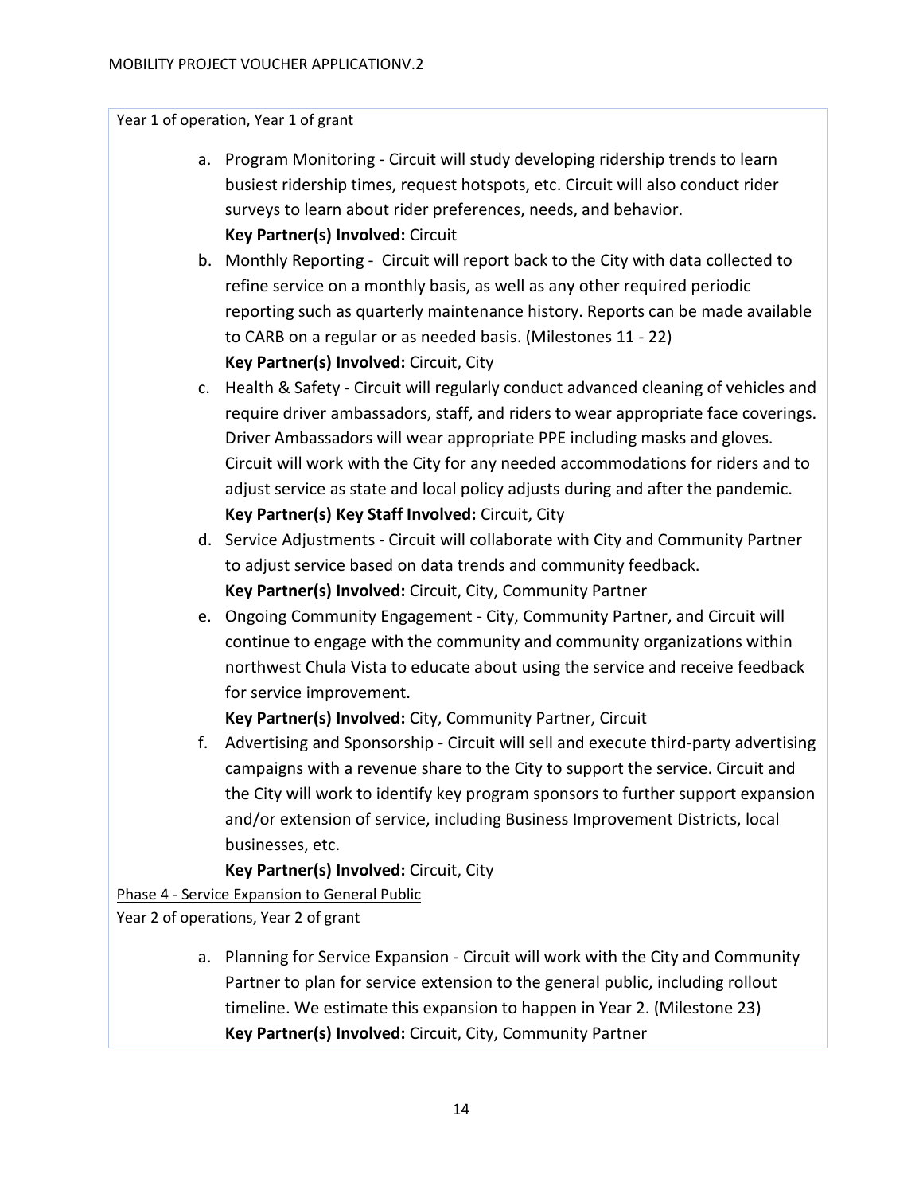Year 1 of operation, Year 1 of grant

a. Program Monitoring - Circuit will study developing ridership trends to learn busiest ridership times, request hotspots, etc. Circuit will also conduct rider surveys to learn about rider preferences, needs, and behavior.
   **Key Partner(s) Involved:** Circuit
b. Monthly Reporting - Circuit will report back to the City with data collected to refine service on a monthly basis, as well as any other required periodic reporting such as quarterly maintenance history. Reports can be made available to CARB on a regular or as needed basis. (Milestones 11 - 22)
   **Key Partner(s) Involved:** Circuit, City
c. Health & Safety - Circuit will regularly conduct advanced cleaning of vehicles and require driver ambassadors, staff, and riders to wear appropriate face coverings. Driver Ambassadors will wear appropriate PPE including masks and gloves. Circuit will work with the City for any needed accommodations for riders and to adjust service as state and local policy adjusts during and after the pandemic.
   **Key Partner(s) Key Staff Involved:** Circuit, City
d. Service Adjustments - Circuit will collaborate with City and Community Partner to adjust service based on data trends and community feedback.
   **Key Partner(s) Involved:** Circuit, City, Community Partner
e. Ongoing Community Engagement - City, Community Partner, and Circuit will continue to engage with the community and community organizations within northwest Chula Vista to educate about using the service and receive feedback for service improvement.
   **Key Partner(s) Involved:** City, Community Partner, Circuit
f. Advertising and Sponsorship - Circuit will sell and execute third-party advertising campaigns with a revenue share to the City to support the service. Circuit and the City will work to identify key program sponsors to further support expansion and/or extension of service, including Business Improvement Districts, local businesses, etc.
   **Key Partner(s) Involved:** Circuit, City

Phase 4 - Service Expansion to General Public

Year 2 of operations, Year 2 of grant

a. Planning for Service Expansion - Circuit will work with the City and Community Partner to plan for service extension to the general public, including rollout timeline. We estimate this expansion to happen in Year 2. (Milestone 23)
   **Key Partner(s) Involved:** Circuit, City, Community Partner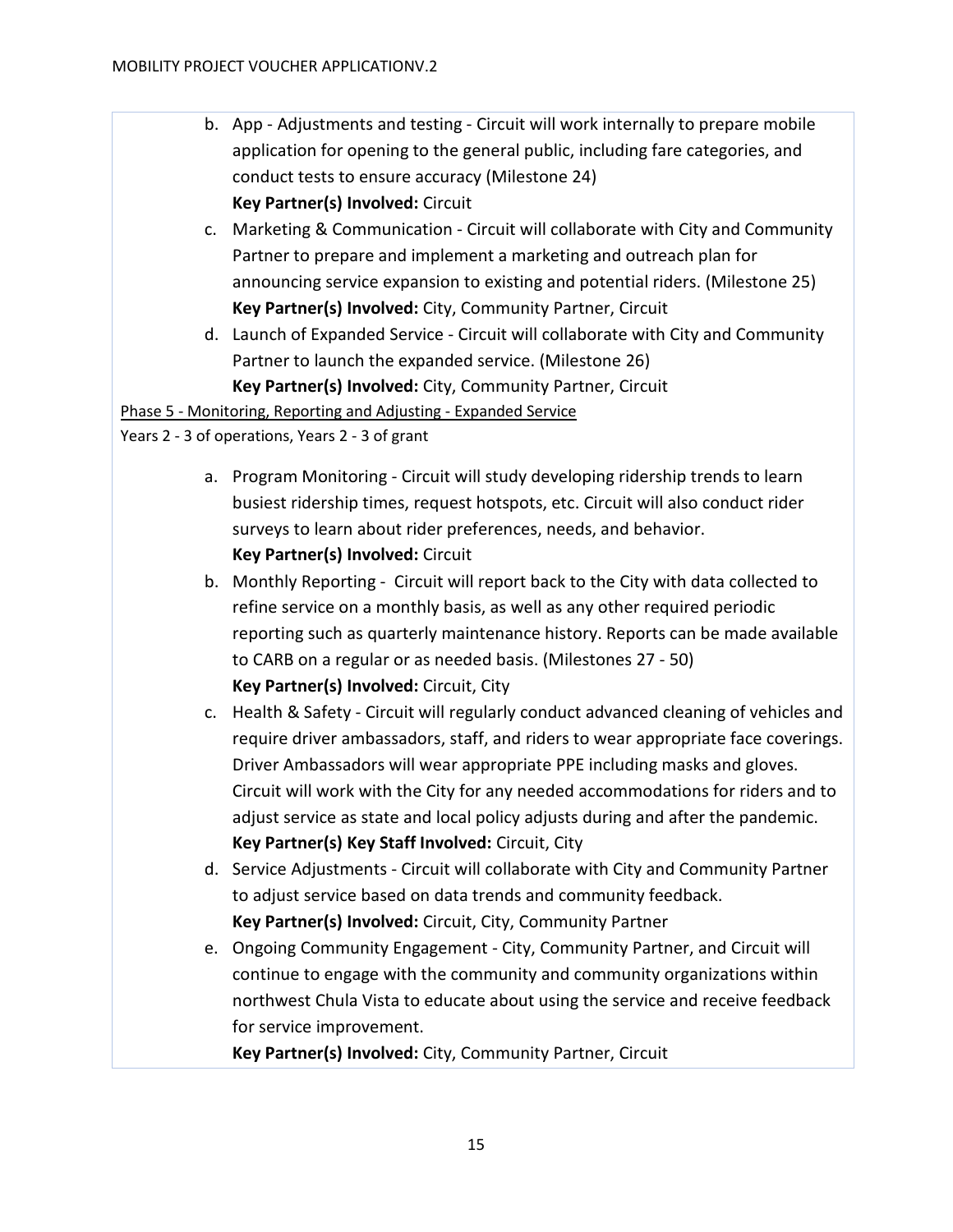b. App - Adjustments and testing - Circuit will work internally to prepare mobile application for opening to the general public, including fare categories, and conduct tests to ensure accuracy (Milestone 24)
   **Key Partner(s) Involved:** Circuit
c. Marketing & Communication - Circuit will collaborate with City and Community Partner to prepare and implement a marketing and outreach plan for announcing service expansion to existing and potential riders. (Milestone 25)
   **Key Partner(s) Involved:** City, Community Partner, Circuit
d. Launch of Expanded Service - Circuit will collaborate with City and Community Partner to launch the expanded service. (Milestone 26)
   **Key Partner(s) Involved:** City, Community Partner, Circuit

<u>Phase 5 - Monitoring, Reporting and Adjusting - Expanded Service</u>

Years 2 - 3 of operations, Years 2 - 3 of grant

a. Program Monitoring - Circuit will study developing ridership trends to learn busiest ridership times, request hotspots, etc. Circuit will also conduct rider surveys to learn about rider preferences, needs, and behavior.
   **Key Partner(s) Involved:** Circuit
b. Monthly Reporting - Circuit will report back to the City with data collected to refine service on a monthly basis, as well as any other required periodic reporting such as quarterly maintenance history. Reports can be made available to CARB on a regular or as needed basis. (Milestones 27 - 50)
   **Key Partner(s) Involved:** Circuit, City
c. Health & Safety - Circuit will regularly conduct advanced cleaning of vehicles and require driver ambassadors, staff, and riders to wear appropriate face coverings. Driver Ambassadors will wear appropriate PPE including masks and gloves. Circuit will work with the City for any needed accommodations for riders and to adjust service as state and local policy adjusts during and after the pandemic.
   **Key Partner(s) Key Staff Involved:** Circuit, City
d. Service Adjustments - Circuit will collaborate with City and Community Partner to adjust service based on data trends and community feedback.
   **Key Partner(s) Involved:** Circuit, City, Community Partner
e. Ongoing Community Engagement - City, Community Partner, and Circuit will continue to engage with the community and community organizations within northwest Chula Vista to educate about using the service and receive feedback for service improvement.
   **Key Partner(s) Involved:** City, Community Partner, Circuit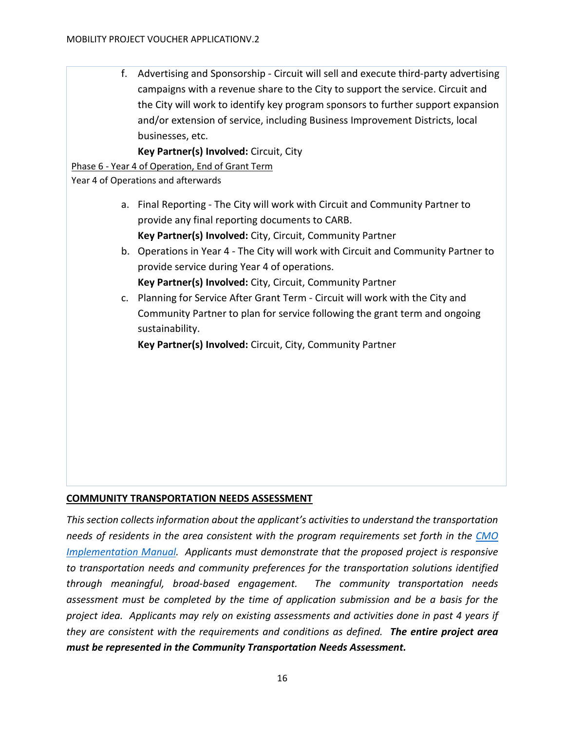f. Advertising and Sponsorship - Circuit will sell and execute third-party advertising campaigns with a revenue share to the City to support the service. Circuit and the City will work to identify key program sponsors to further support expansion and/or extension of service, including Business Improvement Districts, local businesses, etc.
   **Key Partner(s) Involved:** Circuit, City

Phase 6 - Year 4 of Operation, End of Grant Term

Year 4 of Operations and afterwards

a. Final Reporting - The City will work with Circuit and Community Partner to provide any final reporting documents to CARB.
   **Key Partner(s) Involved:** City, Circuit, Community Partner
b. Operations in Year 4 - The City will work with Circuit and Community Partner to provide service during Year 4 of operations.
   **Key Partner(s) Involved:** City, Circuit, Community Partner
c. Planning for Service After Grant Term - Circuit will work with the City and Community Partner to plan for service following the grant term and ongoing sustainability.
   **Key Partner(s) Involved:** Circuit, City, Community Partner

## COMMUNITY TRANSPORTATION NEEDS ASSESSMENT

*This section collects information about the applicant's activities to understand the transportation needs of residents in the area consistent with the program requirements set forth in the [CMO Implementation Manual](). Applicants must demonstrate that the proposed project is responsive to transportation needs and community preferences for the transportation solutions identified through meaningful, broad-based engagement. The community transportation needs assessment must be completed by the time of application submission and be a basis for the project idea. Applicants may rely on existing assessments and activities done in past 4 years if they are consistent with the requirements and conditions as defined.* ***The entire project area must be represented in the Community Transportation Needs Assessment.***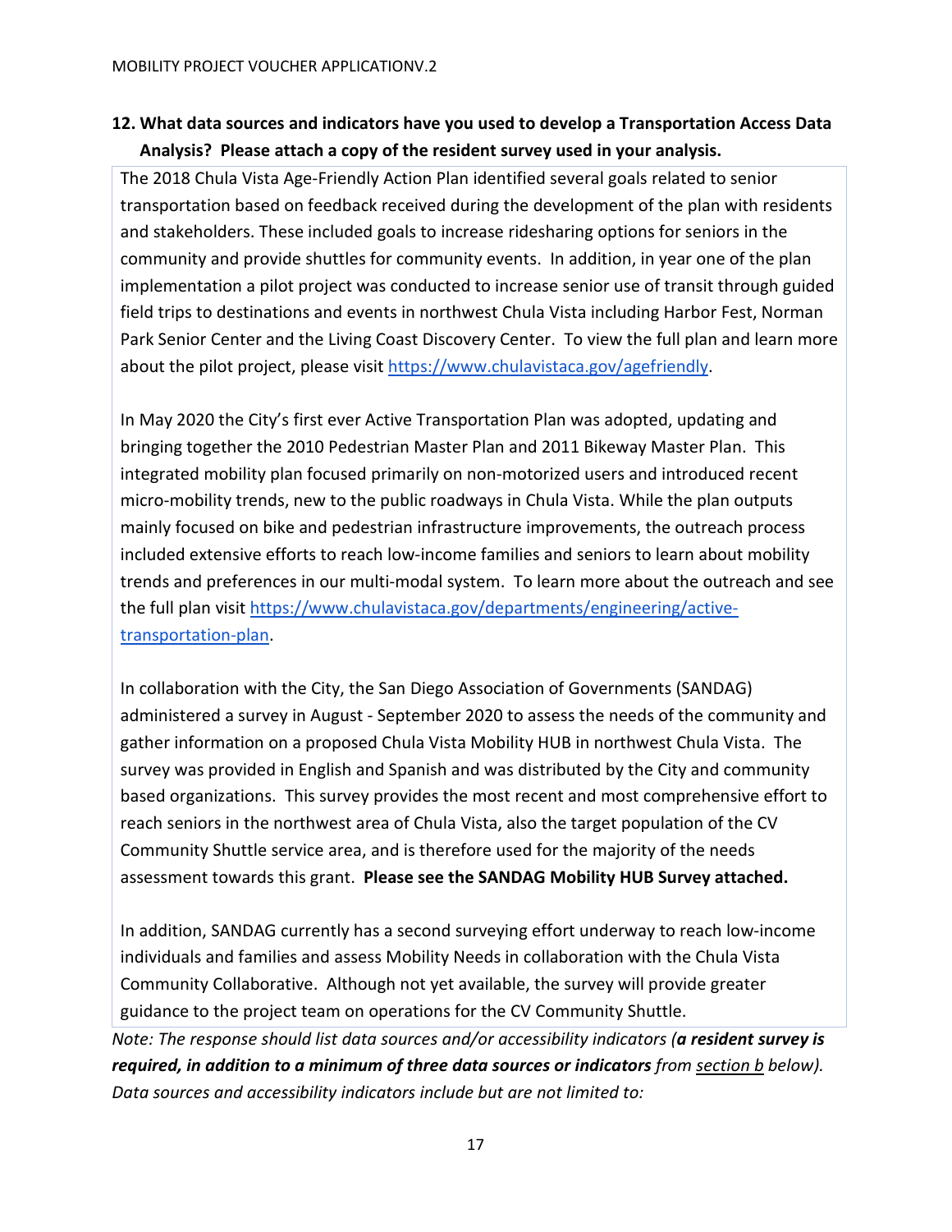**12. What data sources and indicators have you used to develop a Transportation Access Data Analysis? Please attach a copy of the resident survey used in your analysis.**

The 2018 Chula Vista Age-Friendly Action Plan identified several goals related to senior transportation based on feedback received during the development of the plan with residents and stakeholders. These included goals to increase ridesharing options for seniors in the community and provide shuttles for community events. In addition, in year one of the plan implementation a pilot project was conducted to increase senior use of transit through guided field trips to destinations and events in northwest Chula Vista including Harbor Fest, Norman Park Senior Center and the Living Coast Discovery Center. To view the full plan and learn more about the pilot project, please visit [https://www.chulavistaca.gov/agefriendly](https://www.chulavistaca.gov/agefriendly).

In May 2020 the City's first ever Active Transportation Plan was adopted, updating and bringing together the 2010 Pedestrian Master Plan and 2011 Bikeway Master Plan. This integrated mobility plan focused primarily on non-motorized users and introduced recent micro-mobility trends, new to the public roadways in Chula Vista. While the plan outputs mainly focused on bike and pedestrian infrastructure improvements, the outreach process included extensive efforts to reach low-income families and seniors to learn about mobility trends and preferences in our multi-modal system. To learn more about the outreach and see the full plan visit [https://www.chulavistaca.gov/departments/engineering/active-transportation-plan](https://www.chulavistaca.gov/departments/engineering/active-transportation-plan).

In collaboration with the City, the San Diego Association of Governments (SANDAG) administered a survey in August - September 2020 to assess the needs of the community and gather information on a proposed Chula Vista Mobility HUB in northwest Chula Vista. The survey was provided in English and Spanish and was distributed by the City and community based organizations. This survey provides the most recent and most comprehensive effort to reach seniors in the northwest area of Chula Vista, also the target population of the CV Community Shuttle service area, and is therefore used for the majority of the needs assessment towards this grant. **Please see the SANDAG Mobility HUB Survey attached.**

In addition, SANDAG currently has a second surveying effort underway to reach low-income individuals and families and assess Mobility Needs in collaboration with the Chula Vista Community Collaborative. Although not yet available, the survey will provide greater guidance to the project team on operations for the CV Community Shuttle.

*Note: The response should list data sources and/or accessibility indicators (**a resident survey is required, in addition to a minimum of three data sources or indicators** from section b below). Data sources and accessibility indicators include but are not limited to:*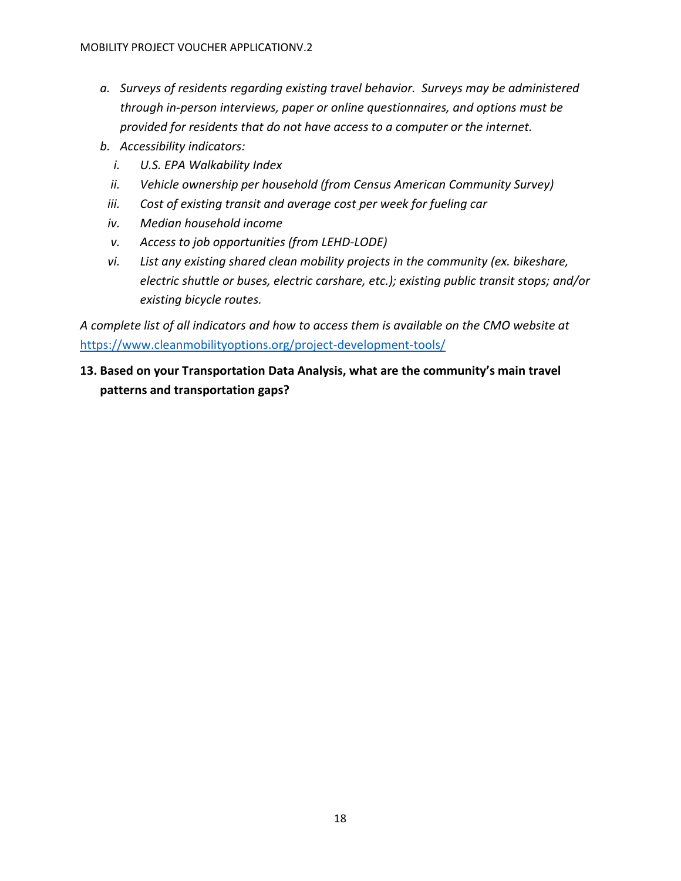a. *Surveys of residents regarding existing travel behavior. Surveys may be administered through in-person interviews, paper or online questionnaires, and options must be provided for residents that do not have access to a computer or the internet.*
b. *Accessibility indicators:*
   i. *U.S. EPA Walkability Index*
   ii. *Vehicle ownership per household (from Census American Community Survey)*
   iii. *Cost of existing transit and average cost per week for fueling car*
   iv. *Median household income*
   v. *Access to job opportunities (from LEHD-LODE)*
   vi. *List any existing shared clean mobility projects in the community (ex. bikeshare, electric shuttle or buses, electric carshare, etc.); existing public transit stops; and/or existing bicycle routes.*

*A complete list of all indicators and how to access them is available on the CMO website at* https://www.cleanmobilityoptions.org/project-development-tools/

**13. Based on your Transportation Data Analysis, what are the community's main travel patterns and transportation gaps?**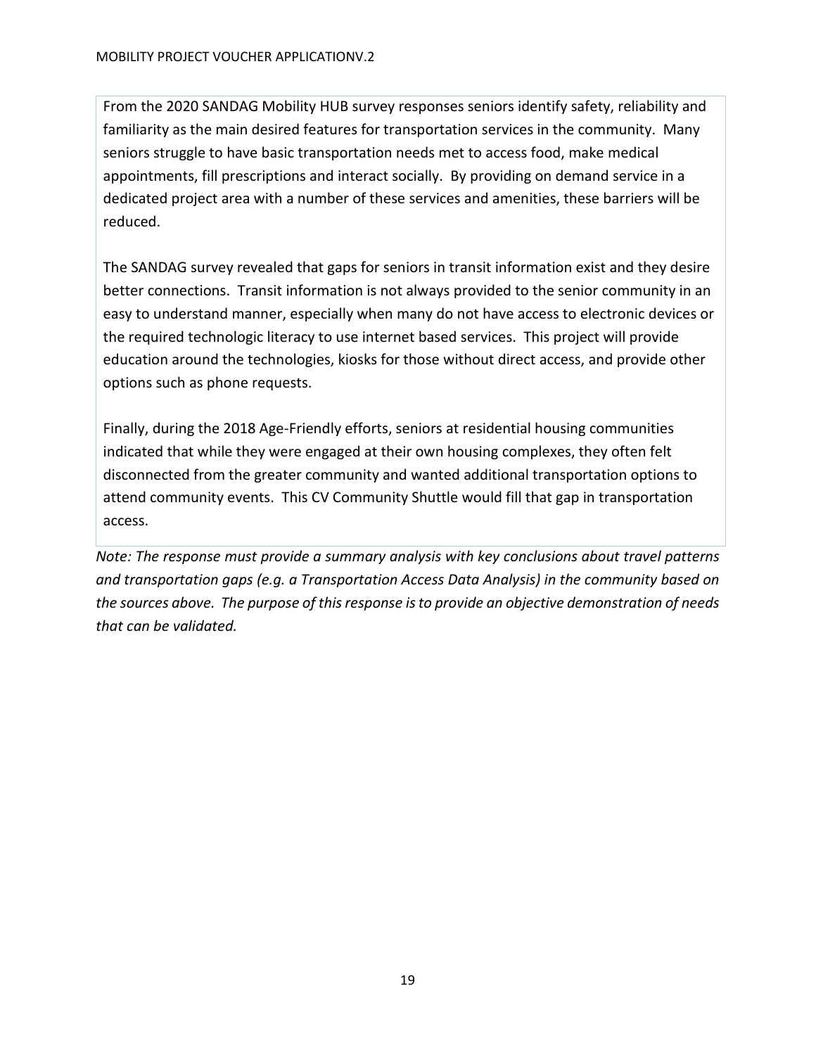From the 2020 SANDAG Mobility HUB survey responses seniors identify safety, reliability and familiarity as the main desired features for transportation services in the community. Many seniors struggle to have basic transportation needs met to access food, make medical appointments, fill prescriptions and interact socially. By providing on demand service in a dedicated project area with a number of these services and amenities, these barriers will be reduced.

The SANDAG survey revealed that gaps for seniors in transit information exist and they desire better connections. Transit information is not always provided to the senior community in an easy to understand manner, especially when many do not have access to electronic devices or the required technologic literacy to use internet based services. This project will provide education around the technologies, kiosks for those without direct access, and provide other options such as phone requests.

Finally, during the 2018 Age-Friendly efforts, seniors at residential housing communities indicated that while they were engaged at their own housing complexes, they often felt disconnected from the greater community and wanted additional transportation options to attend community events. This CV Community Shuttle would fill that gap in transportation access.

*Note: The response must provide a summary analysis with key conclusions about travel patterns and transportation gaps (e.g. a Transportation Access Data Analysis) in the community based on the sources above. The purpose of this response is to provide an objective demonstration of needs that can be validated.*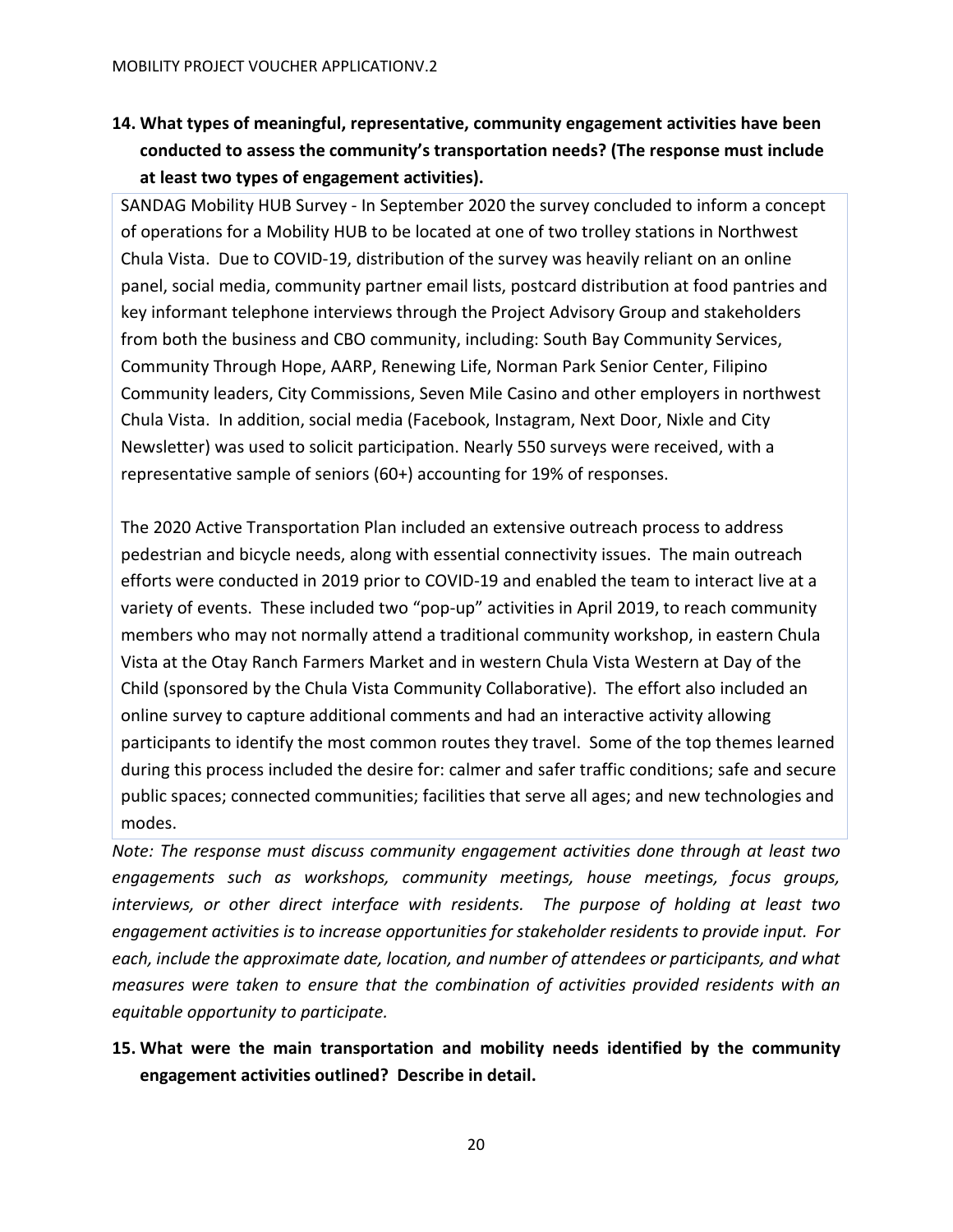**14. What types of meaningful, representative, community engagement activities have been conducted to assess the community's transportation needs? (The response must include at least two types of engagement activities).**

SANDAG Mobility HUB Survey - In September 2020 the survey concluded to inform a concept of operations for a Mobility HUB to be located at one of two trolley stations in Northwest Chula Vista. Due to COVID-19, distribution of the survey was heavily reliant on an online panel, social media, community partner email lists, postcard distribution at food pantries and key informant telephone interviews through the Project Advisory Group and stakeholders from both the business and CBO community, including: South Bay Community Services, Community Through Hope, AARP, Renewing Life, Norman Park Senior Center, Filipino Community leaders, City Commissions, Seven Mile Casino and other employers in northwest Chula Vista. In addition, social media (Facebook, Instagram, Next Door, Nixle and City Newsletter) was used to solicit participation. Nearly 550 surveys were received, with a representative sample of seniors (60+) accounting for 19% of responses.

The 2020 Active Transportation Plan included an extensive outreach process to address pedestrian and bicycle needs, along with essential connectivity issues. The main outreach efforts were conducted in 2019 prior to COVID-19 and enabled the team to interact live at a variety of events. These included two "pop-up" activities in April 2019, to reach community members who may not normally attend a traditional community workshop, in eastern Chula Vista at the Otay Ranch Farmers Market and in western Chula Vista Western at Day of the Child (sponsored by the Chula Vista Community Collaborative). The effort also included an online survey to capture additional comments and had an interactive activity allowing participants to identify the most common routes they travel. Some of the top themes learned during this process included the desire for: calmer and safer traffic conditions; safe and secure public spaces; connected communities; facilities that serve all ages; and new technologies and modes.

*Note: The response must discuss community engagement activities done through at least two engagements such as workshops, community meetings, house meetings, focus groups, interviews, or other direct interface with residents. The purpose of holding at least two engagement activities is to increase opportunities for stakeholder residents to provide input. For each, include the approximate date, location, and number of attendees or participants, and what measures were taken to ensure that the combination of activities provided residents with an equitable opportunity to participate.*

**15. What were the main transportation and mobility needs identified by the community engagement activities outlined? Describe in detail.**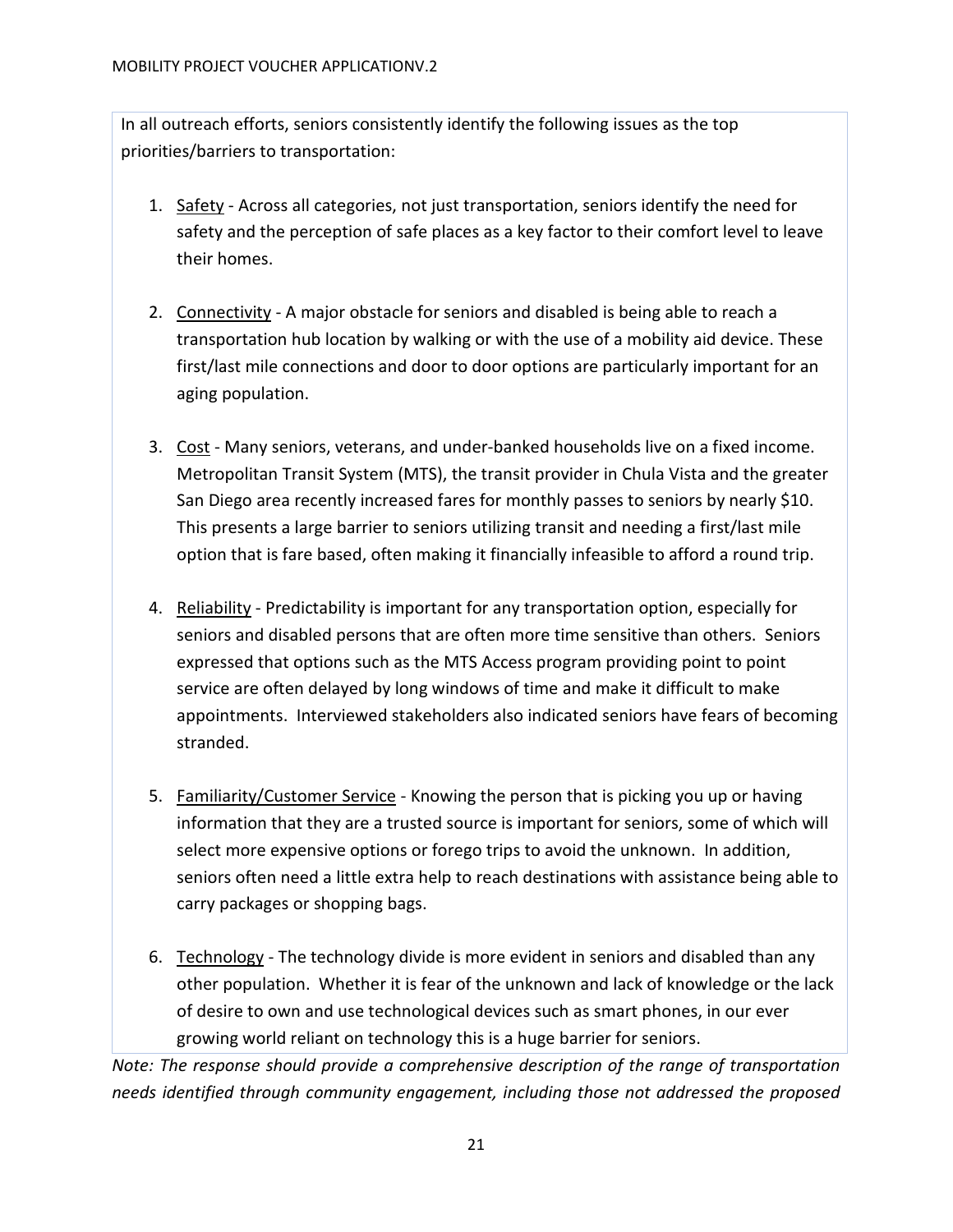In all outreach efforts, seniors consistently identify the following issues as the top priorities/barriers to transportation:

1. <u>Safety</u> - Across all categories, not just transportation, seniors identify the need for safety and the perception of safe places as a key factor to their comfort level to leave their homes.

2. <u>Connectivity</u> - A major obstacle for seniors and disabled is being able to reach a transportation hub location by walking or with the use of a mobility aid device. These first/last mile connections and door to door options are particularly important for an aging population.

3. <u>Cost</u> - Many seniors, veterans, and under-banked households live on a fixed income. Metropolitan Transit System (MTS), the transit provider in Chula Vista and the greater San Diego area recently increased fares for monthly passes to seniors by nearly $10. This presents a large barrier to seniors utilizing transit and needing a first/last mile option that is fare based, often making it financially infeasible to afford a round trip.

4. <u>Reliability</u> - Predictability is important for any transportation option, especially for seniors and disabled persons that are often more time sensitive than others. Seniors expressed that options such as the MTS Access program providing point to point service are often delayed by long windows of time and make it difficult to make appointments. Interviewed stakeholders also indicated seniors have fears of becoming stranded.

5. <u>Familiarity/Customer Service</u> - Knowing the person that is picking you up or having information that they are a trusted source is important for seniors, some of which will select more expensive options or forego trips to avoid the unknown. In addition, seniors often need a little extra help to reach destinations with assistance being able to carry packages or shopping bags.

6. <u>Technology</u> - The technology divide is more evident in seniors and disabled than any other population. Whether it is fear of the unknown and lack of knowledge or the lack of desire to own and use technological devices such as smart phones, in our ever growing world reliant on technology this is a huge barrier for seniors.

*Note: The response should provide a comprehensive description of the range of transportation needs identified through community engagement, including those not addressed the proposed*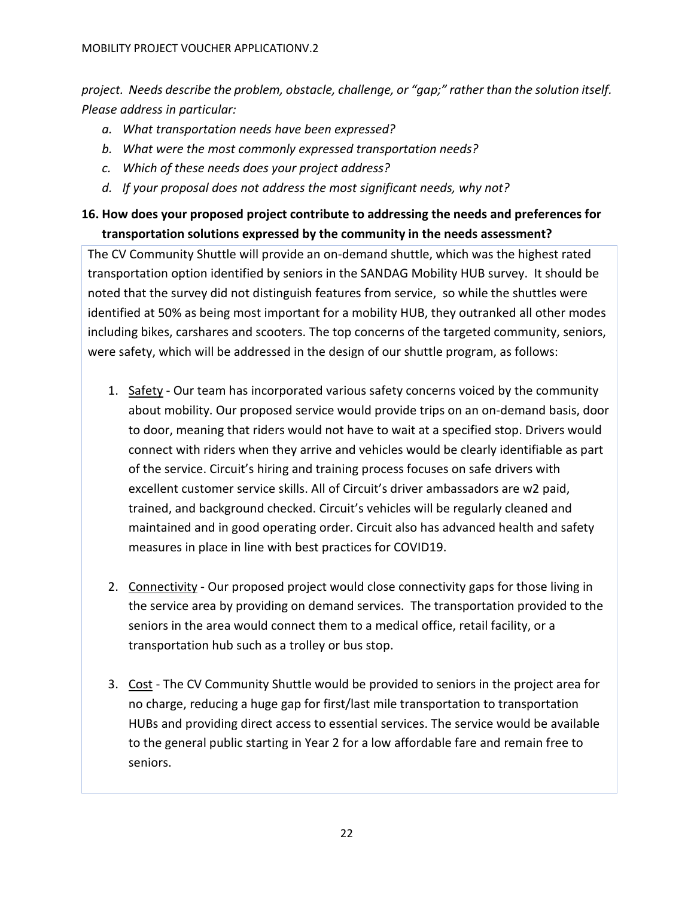*project. Needs describe the problem, obstacle, challenge, or "gap;" rather than the solution itself. Please address in particular:*

- *a. What transportation needs have been expressed?*
- *b. What were the most commonly expressed transportation needs?*
- *c. Which of these needs does your project address?*
- *d. If your proposal does not address the most significant needs, why not?*

**16. How does your proposed project contribute to addressing the needs and preferences for transportation solutions expressed by the community in the needs assessment?**

The CV Community Shuttle will provide an on-demand shuttle, which was the highest rated transportation option identified by seniors in the SANDAG Mobility HUB survey. It should be noted that the survey did not distinguish features from service, so while the shuttles were identified at 50% as being most important for a mobility HUB, they outranked all other modes including bikes, carshares and scooters. The top concerns of the targeted community, seniors, were safety, which will be addressed in the design of our shuttle program, as follows:

1. <u>Safety</u> - Our team has incorporated various safety concerns voiced by the community about mobility. Our proposed service would provide trips on an on-demand basis, door to door, meaning that riders would not have to wait at a specified stop. Drivers would connect with riders when they arrive and vehicles would be clearly identifiable as part of the service. Circuit's hiring and training process focuses on safe drivers with excellent customer service skills. All of Circuit's driver ambassadors are w2 paid, trained, and background checked. Circuit's vehicles will be regularly cleaned and maintained and in good operating order. Circuit also has advanced health and safety measures in place in line with best practices for COVID19.

2. <u>Connectivity</u> - Our proposed project would close connectivity gaps for those living in the service area by providing on demand services. The transportation provided to the seniors in the area would connect them to a medical office, retail facility, or a transportation hub such as a trolley or bus stop.

3. <u>Cost</u> - The CV Community Shuttle would be provided to seniors in the project area for no charge, reducing a huge gap for first/last mile transportation to transportation HUBs and providing direct access to essential services. The service would be available to the general public starting in Year 2 for a low affordable fare and remain free to seniors.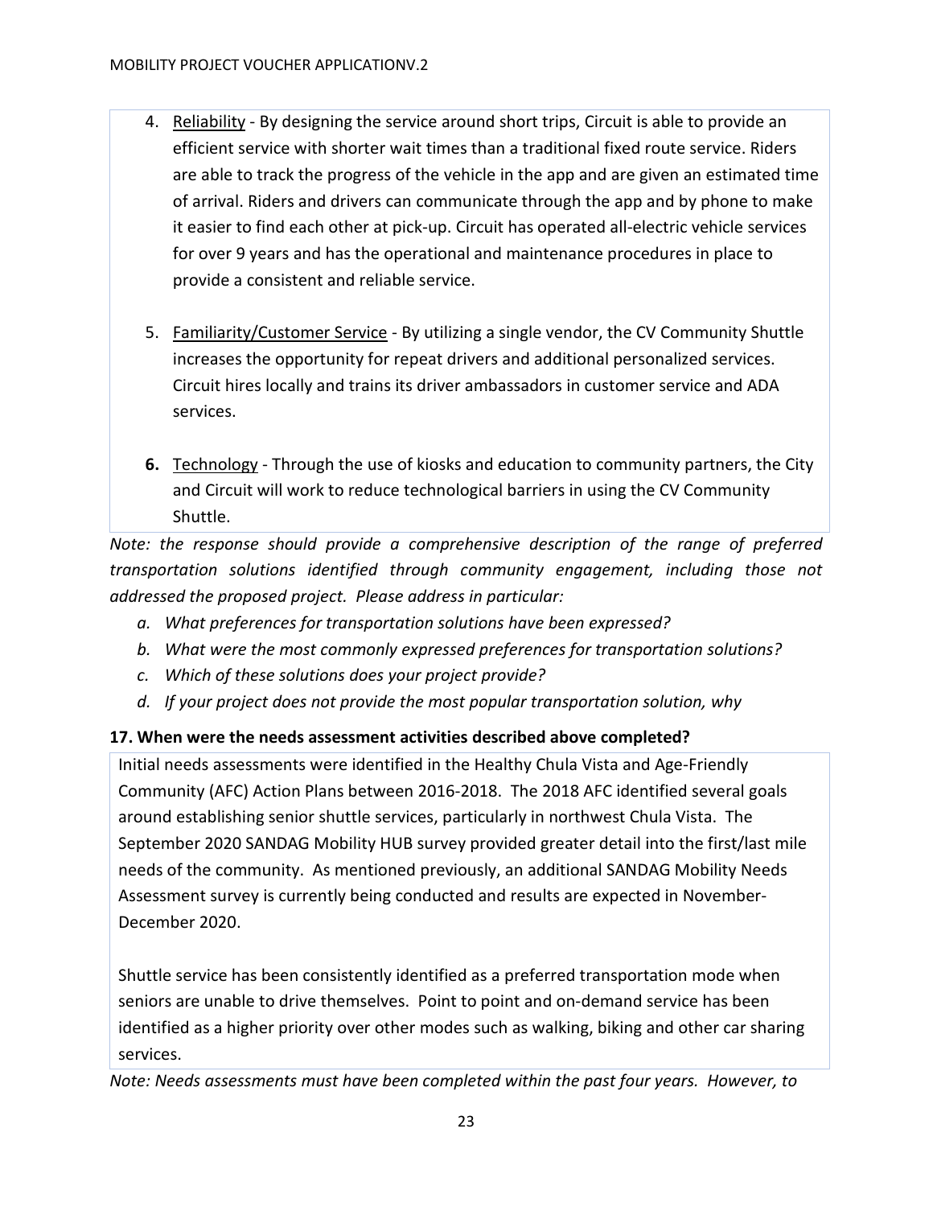4. Reliability - By designing the service around short trips, Circuit is able to provide an efficient service with shorter wait times than a traditional fixed route service. Riders are able to track the progress of the vehicle in the app and are given an estimated time of arrival. Riders and drivers can communicate through the app and by phone to make it easier to find each other at pick-up. Circuit has operated all-electric vehicle services for over 9 years and has the operational and maintenance procedures in place to provide a consistent and reliable service.

5. Familiarity/Customer Service - By utilizing a single vendor, the CV Community Shuttle increases the opportunity for repeat drivers and additional personalized services. Circuit hires locally and trains its driver ambassadors in customer service and ADA services.

6. Technology - Through the use of kiosks and education to community partners, the City and Circuit will work to reduce technological barriers in using the CV Community Shuttle.

*Note: the response should provide a comprehensive description of the range of preferred transportation solutions identified through community engagement, including those not addressed the proposed project. Please address in particular:*

- *a. What preferences for transportation solutions have been expressed?*
- *b. What were the most commonly expressed preferences for transportation solutions?*
- *c. Which of these solutions does your project provide?*
- *d. If your project does not provide the most popular transportation solution, why*

**17. When were the needs assessment activities described above completed?**

Initial needs assessments were identified in the Healthy Chula Vista and Age-Friendly Community (AFC) Action Plans between 2016-2018. The 2018 AFC identified several goals around establishing senior shuttle services, particularly in northwest Chula Vista. The September 2020 SANDAG Mobility HUB survey provided greater detail into the first/last mile needs of the community. As mentioned previously, an additional SANDAG Mobility Needs Assessment survey is currently being conducted and results are expected in November-December 2020.

Shuttle service has been consistently identified as a preferred transportation mode when seniors are unable to drive themselves. Point to point and on-demand service has been identified as a higher priority over other modes such as walking, biking and other car sharing services.

*Note: Needs assessments must have been completed within the past four years. However, to*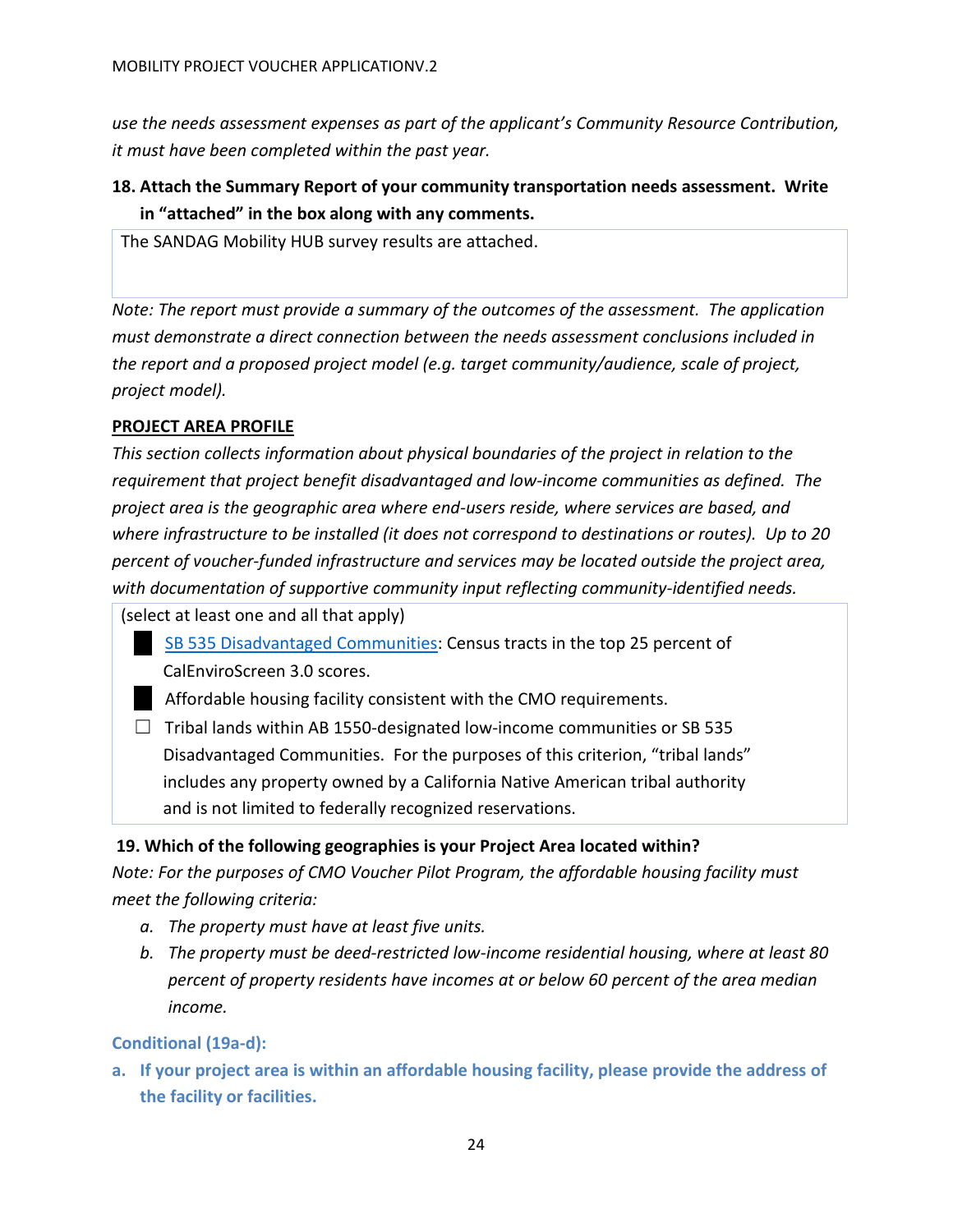*use the needs assessment expenses as part of the applicant's Community Resource Contribution, it must have been completed within the past year.*

**18. Attach the Summary Report of your community transportation needs assessment. Write in "attached" in the box along with any comments.**

| The SANDAG Mobility HUB survey results are attached. |
|---|

*Note: The report must provide a summary of the outcomes of the assessment. The application must demonstrate a direct connection between the needs assessment conclusions included in the report and a proposed project model (e.g. target community/audience, scale of project, project model).*

**PROJECT AREA PROFILE**

*This section collects information about physical boundaries of the project in relation to the requirement that project benefit disadvantaged and low-income communities as defined. The project area is the geographic area where end-users reside, where services are based, and where infrastructure to be installed (it does not correspond to destinations or routes). Up to 20 percent of voucher-funded infrastructure and services may be located outside the project area, with documentation of supportive community input reflecting community-identified needs.*

(select at least one and all that apply)

- ■ [SB 535 Disadvantaged Communities](): Census tracts in the top 25 percent of CalEnviroScreen 3.0 scores.
- ■ Affordable housing facility consistent with the CMO requirements.
- ☐ Tribal lands within AB 1550-designated low-income communities or SB 535 Disadvantaged Communities. For the purposes of this criterion, "tribal lands" includes any property owned by a California Native American tribal authority and is not limited to federally recognized reservations.

**19. Which of the following geographies is your Project Area located within?**

*Note: For the purposes of CMO Voucher Pilot Program, the affordable housing facility must meet the following criteria:*

*a. The property must have at least five units.*

*b. The property must be deed-restricted low-income residential housing, where at least 80 percent of property residents have incomes at or below 60 percent of the area median income.*

**Conditional (19a-d):**

**a. If your project area is within an affordable housing facility, please provide the address of the facility or facilities.**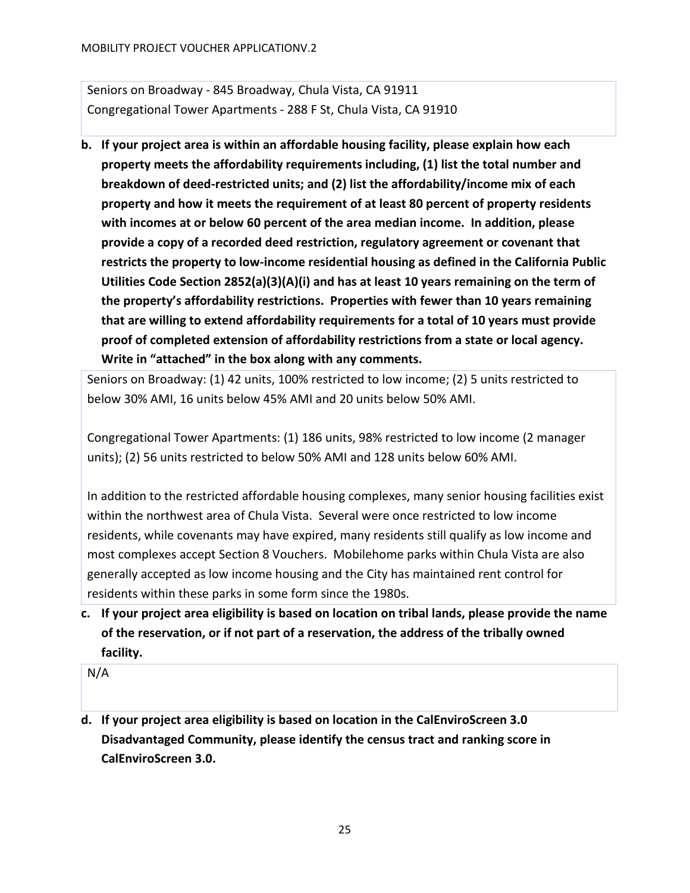Seniors on Broadway - 845 Broadway, Chula Vista, CA 91911
Congregational Tower Apartments - 288 F St, Chula Vista, CA 91910

**b. If your project area is within an affordable housing facility, please explain how each property meets the affordability requirements including, (1) list the total number and breakdown of deed-restricted units; and (2) list the affordability/income mix of each property and how it meets the requirement of at least 80 percent of property residents with incomes at or below 60 percent of the area median income. In addition, please provide a copy of a recorded deed restriction, regulatory agreement or covenant that restricts the property to low-income residential housing as defined in the California Public Utilities Code Section 2852(a)(3)(A)(i) and has at least 10 years remaining on the term of the property's affordability restrictions. Properties with fewer than 10 years remaining that are willing to extend affordability requirements for a total of 10 years must provide proof of completed extension of affordability restrictions from a state or local agency. Write in "attached" in the box along with any comments.**

Seniors on Broadway: (1) 42 units, 100% restricted to low income; (2) 5 units restricted to below 30% AMI, 16 units below 45% AMI and 20 units below 50% AMI.

Congregational Tower Apartments: (1) 186 units, 98% restricted to low income (2 manager units); (2) 56 units restricted to below 50% AMI and 128 units below 60% AMI.

In addition to the restricted affordable housing complexes, many senior housing facilities exist within the northwest area of Chula Vista. Several were once restricted to low income residents, while covenants may have expired, many residents still qualify as low income and most complexes accept Section 8 Vouchers. Mobilehome parks within Chula Vista are also generally accepted as low income housing and the City has maintained rent control for residents within these parks in some form since the 1980s.

**c. If your project area eligibility is based on location on tribal lands, please provide the name of the reservation, or if not part of a reservation, the address of the tribally owned facility.**

N/A

**d. If your project area eligibility is based on location in the CalEnviroScreen 3.0 Disadvantaged Community, please identify the census tract and ranking score in CalEnviroScreen 3.0.**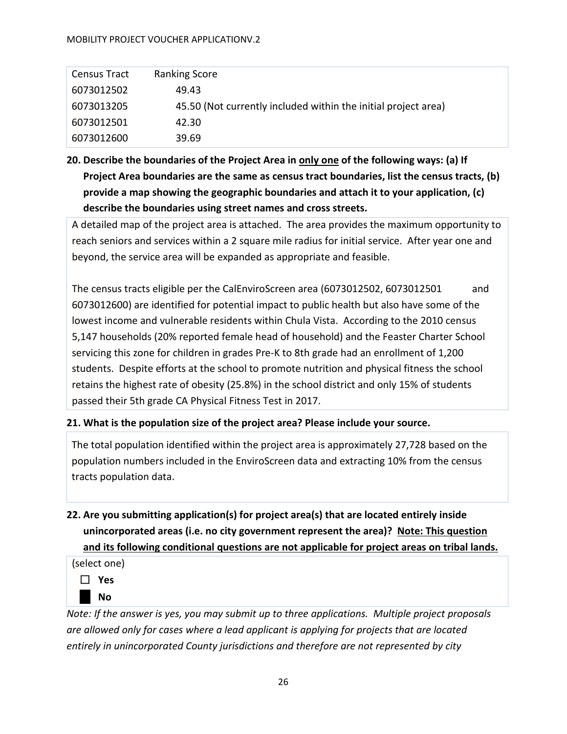| Census Tract | Ranking Score |
|---|---|
| 6073012502 | 49.43 |
| 6073013205 | 45.50 (Not currently included within the initial project area) |
| 6073012501 | 42.30 |
| 6073012600 | 39.69 |

**20. Describe the boundaries of the Project Area in <u>only one</u> of the following ways: (a) If Project Area boundaries are the same as census tract boundaries, list the census tracts, (b) provide a map showing the geographic boundaries and attach it to your application, (c) describe the boundaries using street names and cross streets.**

A detailed map of the project area is attached. The area provides the maximum opportunity to reach seniors and services within a 2 square mile radius for initial service. After year one and beyond, the service area will be expanded as appropriate and feasible.

The census tracts eligible per the CalEnviroScreen area (6073012502, 6073012501 and 6073012600) are identified for potential impact to public health but also have some of the lowest income and vulnerable residents within Chula Vista. According to the 2010 census 5,147 households (20% reported female head of household) and the Feaster Charter School servicing this zone for children in grades Pre-K to 8th grade had an enrollment of 1,200 students. Despite efforts at the school to promote nutrition and physical fitness the school retains the highest rate of obesity (25.8%) in the school district and only 15% of students passed their 5th grade CA Physical Fitness Test in 2017.

**21. What is the population size of the project area? Please include your source.**

The total population identified within the project area is approximately 27,728 based on the population numbers included in the EnviroScreen data and extracting 10% from the census tracts population data.

**22. Are you submitting application(s) for project area(s) that are located entirely inside unincorporated areas (i.e. no city government represent the area)? <u>Note: This question and its following conditional questions are not applicable for project areas on tribal lands.</u>**

(select one)

☐ **Yes**

■ **No**

*Note: If the answer is yes, you may submit up to three applications. Multiple project proposals are allowed only for cases where a lead applicant is applying for projects that are located entirely in unincorporated County jurisdictions and therefore are not represented by city*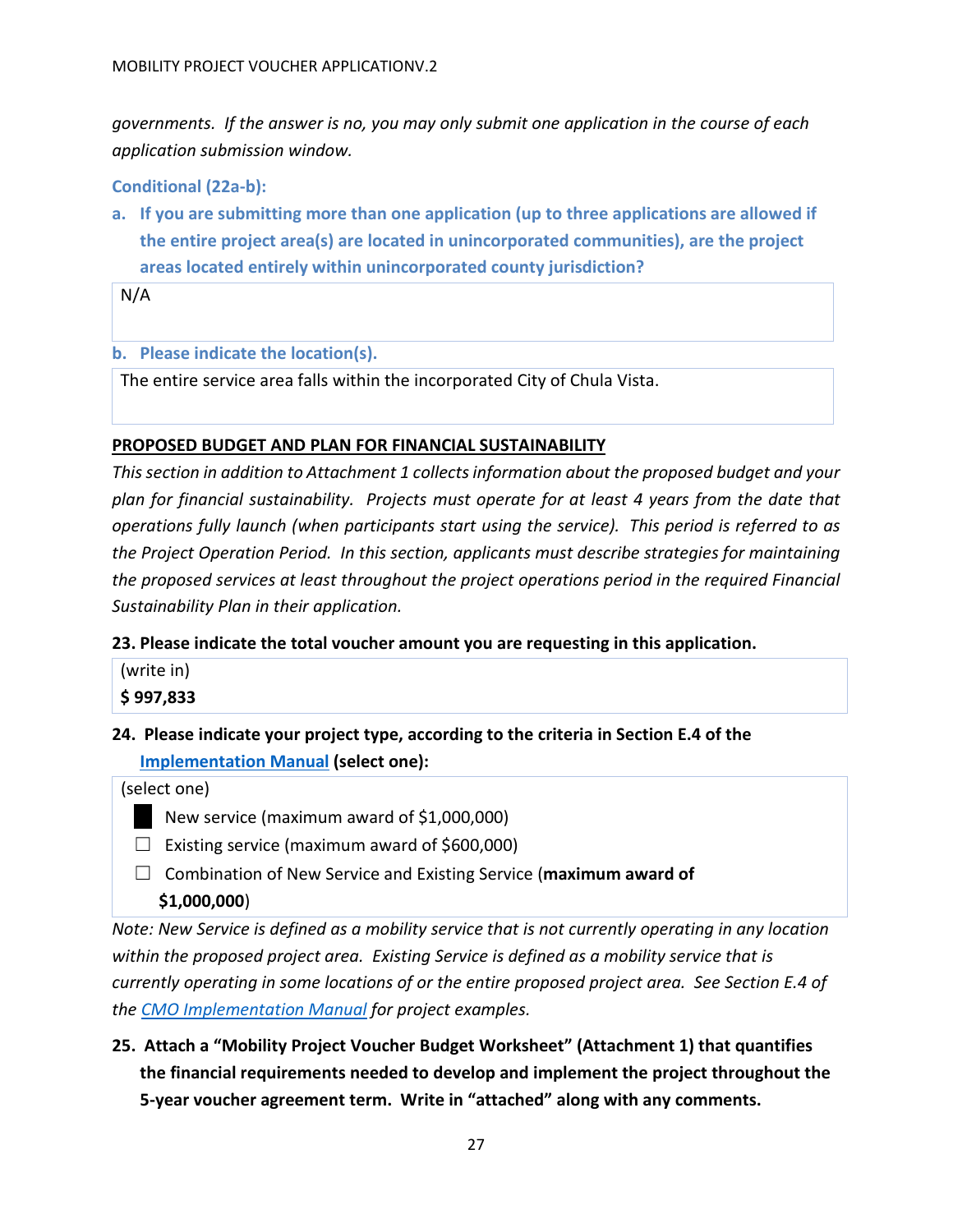*governments. If the answer is no, you may only submit one application in the course of each application submission window.*

**Conditional (22a-b):**

a. **If you are submitting more than one application (up to three applications are allowed if the entire project area(s) are located in unincorporated communities), are the project areas located entirely within unincorporated county jurisdiction?**

N/A

b. **Please indicate the location(s).**

The entire service area falls within the incorporated City of Chula Vista.

**PROPOSED BUDGET AND PLAN FOR FINANCIAL SUSTAINABILITY**

*This section in addition to Attachment 1 collects information about the proposed budget and your plan for financial sustainability. Projects must operate for at least 4 years from the date that operations fully launch (when participants start using the service). This period is referred to as the Project Operation Period. In this section, applicants must describe strategies for maintaining the proposed services at least throughout the project operations period in the required Financial Sustainability Plan in their application.*

**23. Please indicate the total voucher amount you are requesting in this application.**

(write in)
**$ 997,833**

**24. Please indicate your project type, according to the criteria in Section E.4 of the [Implementation Manual](Implementation Manual) (select one):**

(select one)

- ■ New service (maximum award of $1,000,000)
- ☐ Existing service (maximum award of $600,000)
- ☐ Combination of New Service and Existing Service (**maximum award of $1,000,000**)

*Note: New Service is defined as a mobility service that is not currently operating in any location within the proposed project area. Existing Service is defined as a mobility service that is currently operating in some locations of or the entire proposed project area. See Section E.4 of the [CMO Implementation Manual](CMO Implementation Manual) for project examples.*

**25. Attach a "Mobility Project Voucher Budget Worksheet" (Attachment 1) that quantifies the financial requirements needed to develop and implement the project throughout the 5-year voucher agreement term. Write in "attached" along with any comments.**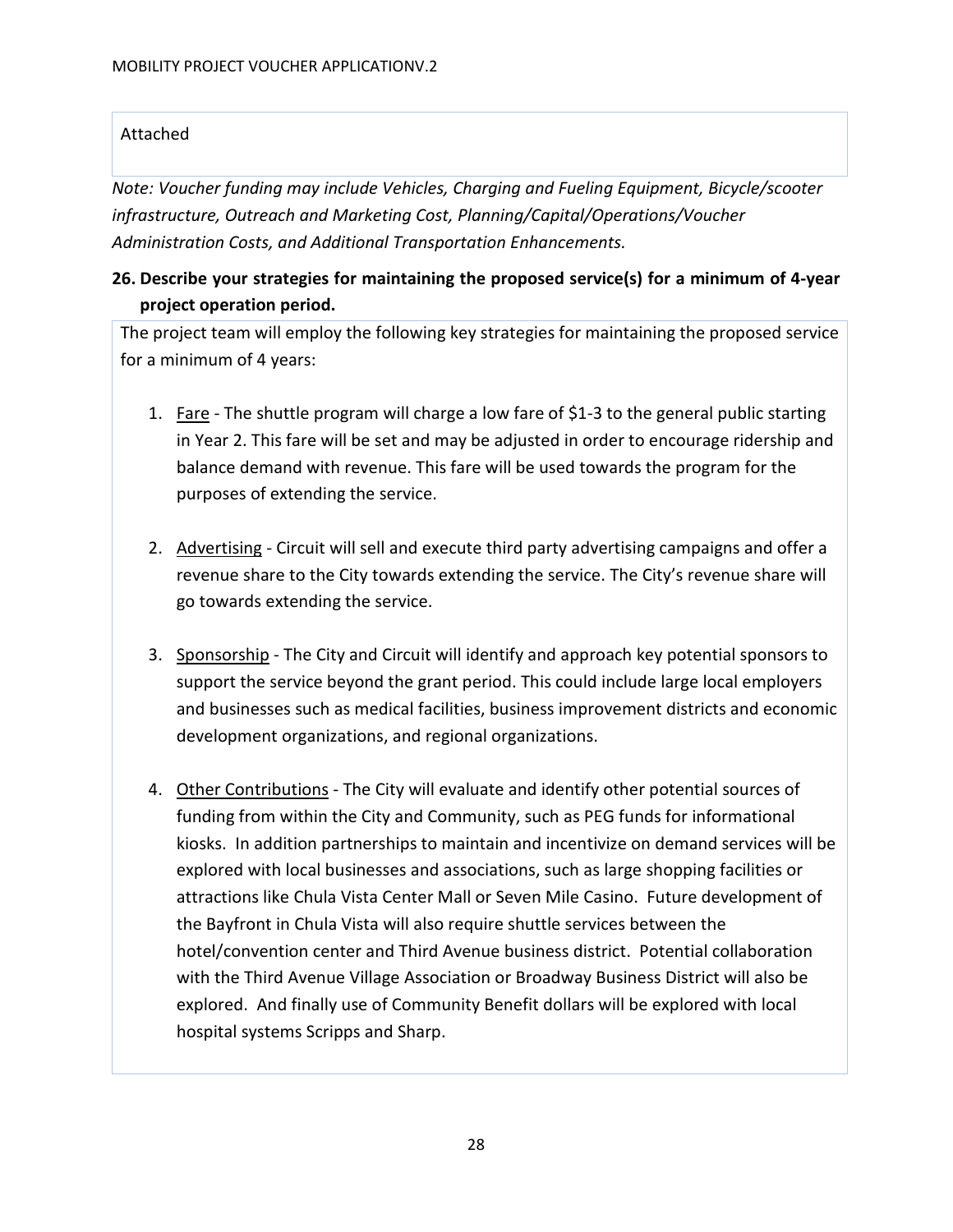Attached

*Note: Voucher funding may include Vehicles, Charging and Fueling Equipment, Bicycle/scooter infrastructure, Outreach and Marketing Cost, Planning/Capital/Operations/Voucher Administration Costs, and Additional Transportation Enhancements.*

**26. Describe your strategies for maintaining the proposed service(s) for a minimum of 4-year project operation period.**

The project team will employ the following key strategies for maintaining the proposed service for a minimum of 4 years:

1. <u>Fare</u> - The shuttle program will charge a low fare of $1-3 to the general public starting in Year 2. This fare will be set and may be adjusted in order to encourage ridership and balance demand with revenue. This fare will be used towards the program for the purposes of extending the service.

2. <u>Advertising</u> - Circuit will sell and execute third party advertising campaigns and offer a revenue share to the City towards extending the service. The City's revenue share will go towards extending the service.

3. <u>Sponsorship</u> - The City and Circuit will identify and approach key potential sponsors to support the service beyond the grant period. This could include large local employers and businesses such as medical facilities, business improvement districts and economic development organizations, and regional organizations.

4. <u>Other Contributions</u> - The City will evaluate and identify other potential sources of funding from within the City and Community, such as PEG funds for informational kiosks. In addition partnerships to maintain and incentivize on demand services will be explored with local businesses and associations, such as large shopping facilities or attractions like Chula Vista Center Mall or Seven Mile Casino. Future development of the Bayfront in Chula Vista will also require shuttle services between the hotel/convention center and Third Avenue business district. Potential collaboration with the Third Avenue Village Association or Broadway Business District will also be explored. And finally use of Community Benefit dollars will be explored with local hospital systems Scripps and Sharp.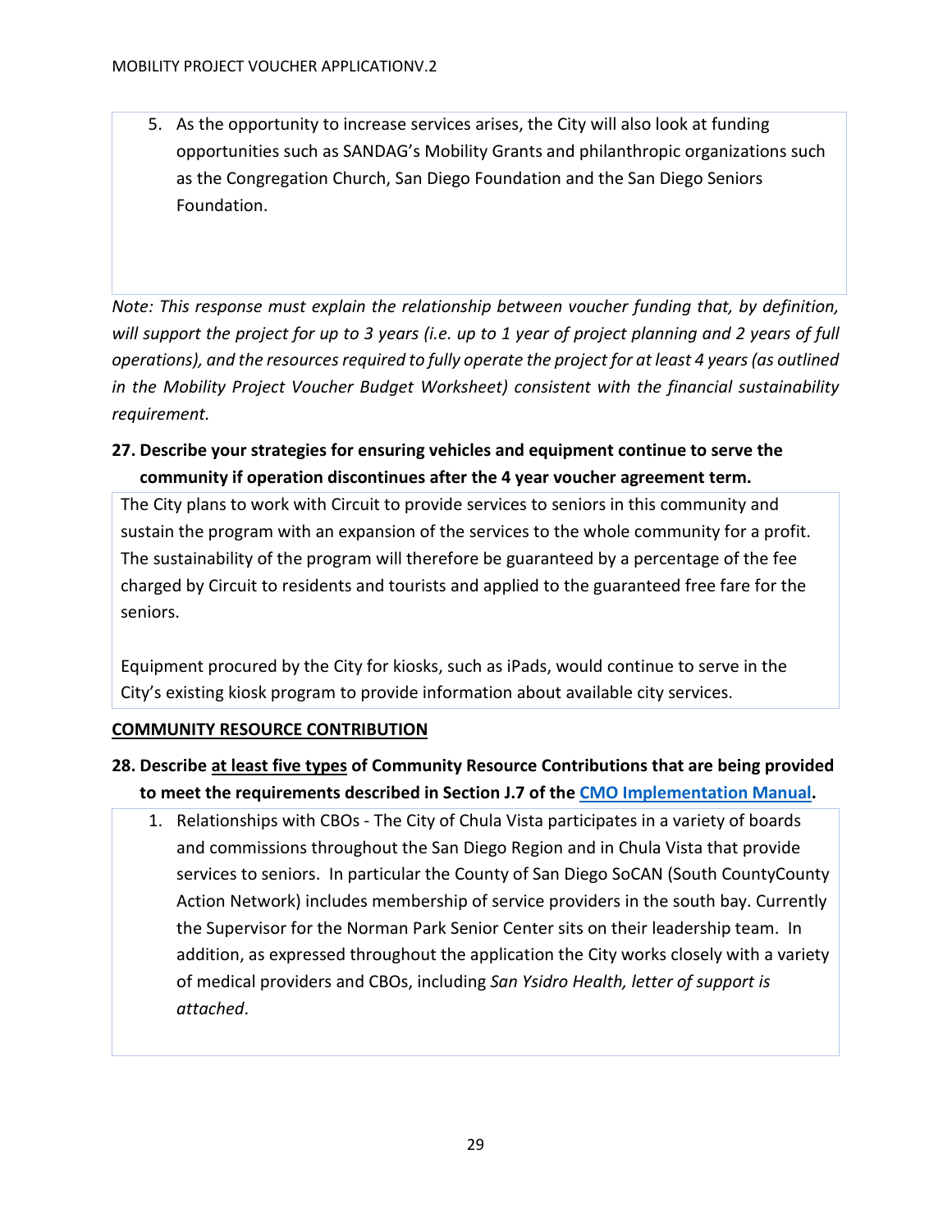5. As the opportunity to increase services arises, the City will also look at funding opportunities such as SANDAG's Mobility Grants and philanthropic organizations such as the Congregation Church, San Diego Foundation and the San Diego Seniors Foundation.

*Note: This response must explain the relationship between voucher funding that, by definition, will support the project for up to 3 years (i.e. up to 1 year of project planning and 2 years of full operations), and the resources required to fully operate the project for at least 4 years (as outlined in the Mobility Project Voucher Budget Worksheet) consistent with the financial sustainability requirement.*

**27. Describe your strategies for ensuring vehicles and equipment continue to serve the community if operation discontinues after the 4 year voucher agreement term.**

The City plans to work with Circuit to provide services to seniors in this community and sustain the program with an expansion of the services to the whole community for a profit. The sustainability of the program will therefore be guaranteed by a percentage of the fee charged by Circuit to residents and tourists and applied to the guaranteed free fare for the seniors.

Equipment procured by the City for kiosks, such as iPads, would continue to serve in the City's existing kiosk program to provide information about available city services.

**COMMUNITY RESOURCE CONTRIBUTION**

**28. Describe at least five types of Community Resource Contributions that are being provided to meet the requirements described in Section J.7 of the CMO Implementation Manual.**

1. Relationships with CBOs - The City of Chula Vista participates in a variety of boards and commissions throughout the San Diego Region and in Chula Vista that provide services to seniors. In particular the County of San Diego SoCAN (South CountyCounty Action Network) includes membership of service providers in the south bay. Currently the Supervisor for the Norman Park Senior Center sits on their leadership team. In addition, as expressed throughout the application the City works closely with a variety of medical providers and CBOs, including *San Ysidro Health, letter of support is attached*.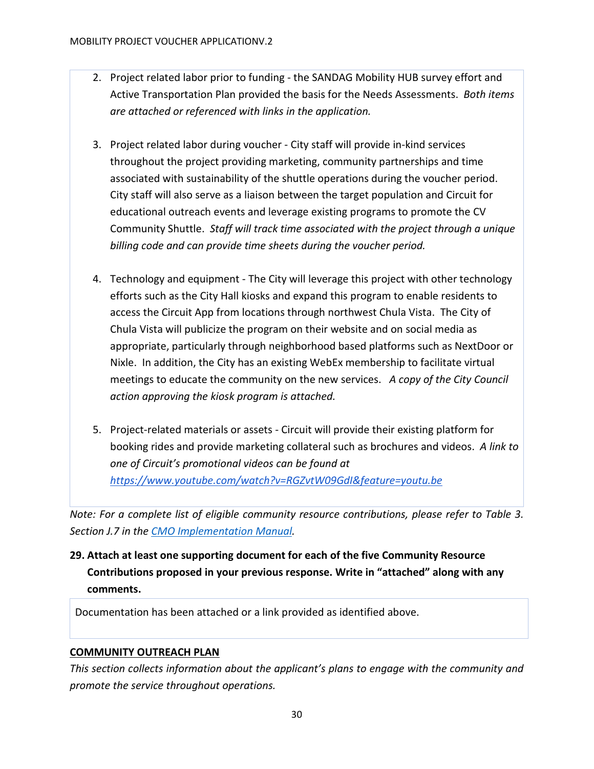2. Project related labor prior to funding - the SANDAG Mobility HUB survey effort and Active Transportation Plan provided the basis for the Needs Assessments. *Both items are attached or referenced with links in the application.*

3. Project related labor during voucher - City staff will provide in-kind services throughout the project providing marketing, community partnerships and time associated with sustainability of the shuttle operations during the voucher period. City staff will also serve as a liaison between the target population and Circuit for educational outreach events and leverage existing programs to promote the CV Community Shuttle. *Staff will track time associated with the project through a unique billing code and can provide time sheets during the voucher period.*

4. Technology and equipment - The City will leverage this project with other technology efforts such as the City Hall kiosks and expand this program to enable residents to access the Circuit App from locations through northwest Chula Vista. The City of Chula Vista will publicize the program on their website and on social media as appropriate, particularly through neighborhood based platforms such as NextDoor or Nixle. In addition, the City has an existing WebEx membership to facilitate virtual meetings to educate the community on the new services. *A copy of the City Council action approving the kiosk program is attached.*

5. Project-related materials or assets - Circuit will provide their existing platform for booking rides and provide marketing collateral such as brochures and videos. *A link to one of Circuit's promotional videos can be found at [https://www.youtube.com/watch?v=RGZvtW09GdI&feature=youtu.be](https://www.youtube.com/watch?v=RGZvtW09GdI&feature=youtu.be)*

*Note: For a complete list of eligible community resource contributions, please refer to Table 3. Section J.7 in the CMO Implementation Manual.*

**29. Attach at least one supporting document for each of the five Community Resource Contributions proposed in your previous response. Write in "attached" along with any comments.**

Documentation has been attached or a link provided as identified above.

## COMMUNITY OUTREACH PLAN

*This section collects information about the applicant's plans to engage with the community and promote the service throughout operations.*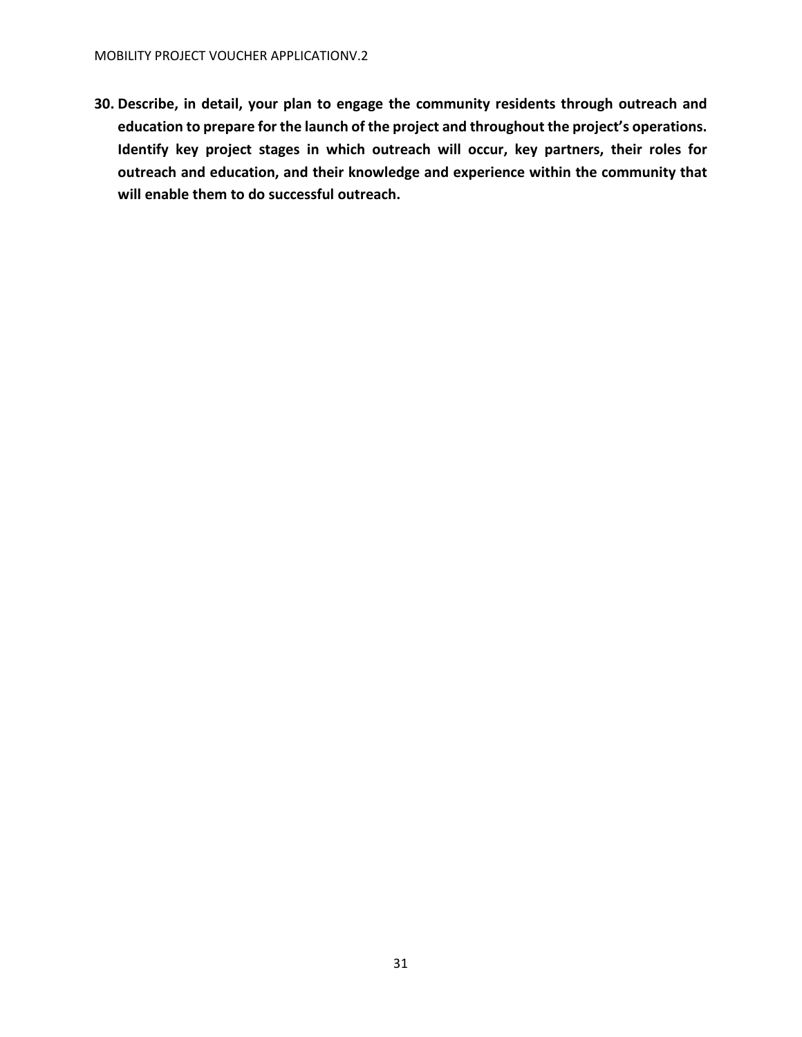**30. Describe, in detail, your plan to engage the community residents through outreach and education to prepare for the launch of the project and throughout the project's operations. Identify key project stages in which outreach will occur, key partners, their roles for outreach and education, and their knowledge and experience within the community that will enable them to do successful outreach.**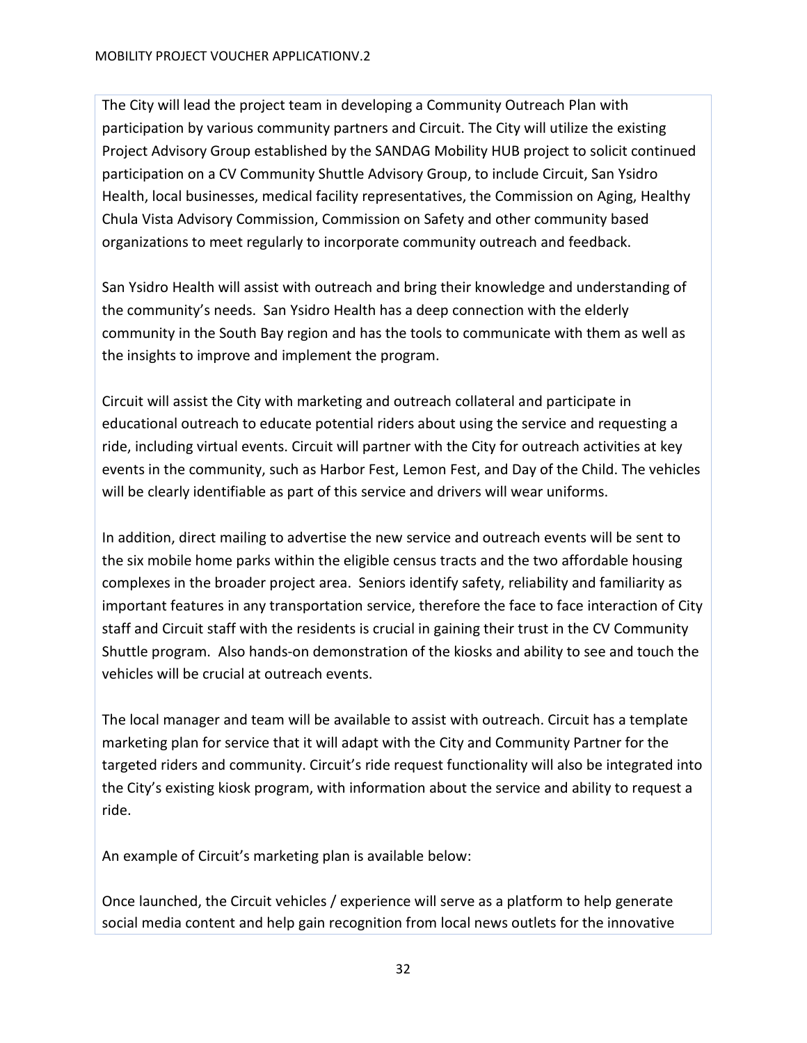The City will lead the project team in developing a Community Outreach Plan with participation by various community partners and Circuit. The City will utilize the existing Project Advisory Group established by the SANDAG Mobility HUB project to solicit continued participation on a CV Community Shuttle Advisory Group, to include Circuit, San Ysidro Health, local businesses, medical facility representatives, the Commission on Aging, Healthy Chula Vista Advisory Commission, Commission on Safety and other community based organizations to meet regularly to incorporate community outreach and feedback.

San Ysidro Health will assist with outreach and bring their knowledge and understanding of the community's needs. San Ysidro Health has a deep connection with the elderly community in the South Bay region and has the tools to communicate with them as well as the insights to improve and implement the program.

Circuit will assist the City with marketing and outreach collateral and participate in educational outreach to educate potential riders about using the service and requesting a ride, including virtual events. Circuit will partner with the City for outreach activities at key events in the community, such as Harbor Fest, Lemon Fest, and Day of the Child. The vehicles will be clearly identifiable as part of this service and drivers will wear uniforms.

In addition, direct mailing to advertise the new service and outreach events will be sent to the six mobile home parks within the eligible census tracts and the two affordable housing complexes in the broader project area. Seniors identify safety, reliability and familiarity as important features in any transportation service, therefore the face to face interaction of City staff and Circuit staff with the residents is crucial in gaining their trust in the CV Community Shuttle program. Also hands-on demonstration of the kiosks and ability to see and touch the vehicles will be crucial at outreach events.

The local manager and team will be available to assist with outreach. Circuit has a template marketing plan for service that it will adapt with the City and Community Partner for the targeted riders and community. Circuit's ride request functionality will also be integrated into the City's existing kiosk program, with information about the service and ability to request a ride.

An example of Circuit's marketing plan is available below:

Once launched, the Circuit vehicles / experience will serve as a platform to help generate social media content and help gain recognition from local news outlets for the innovative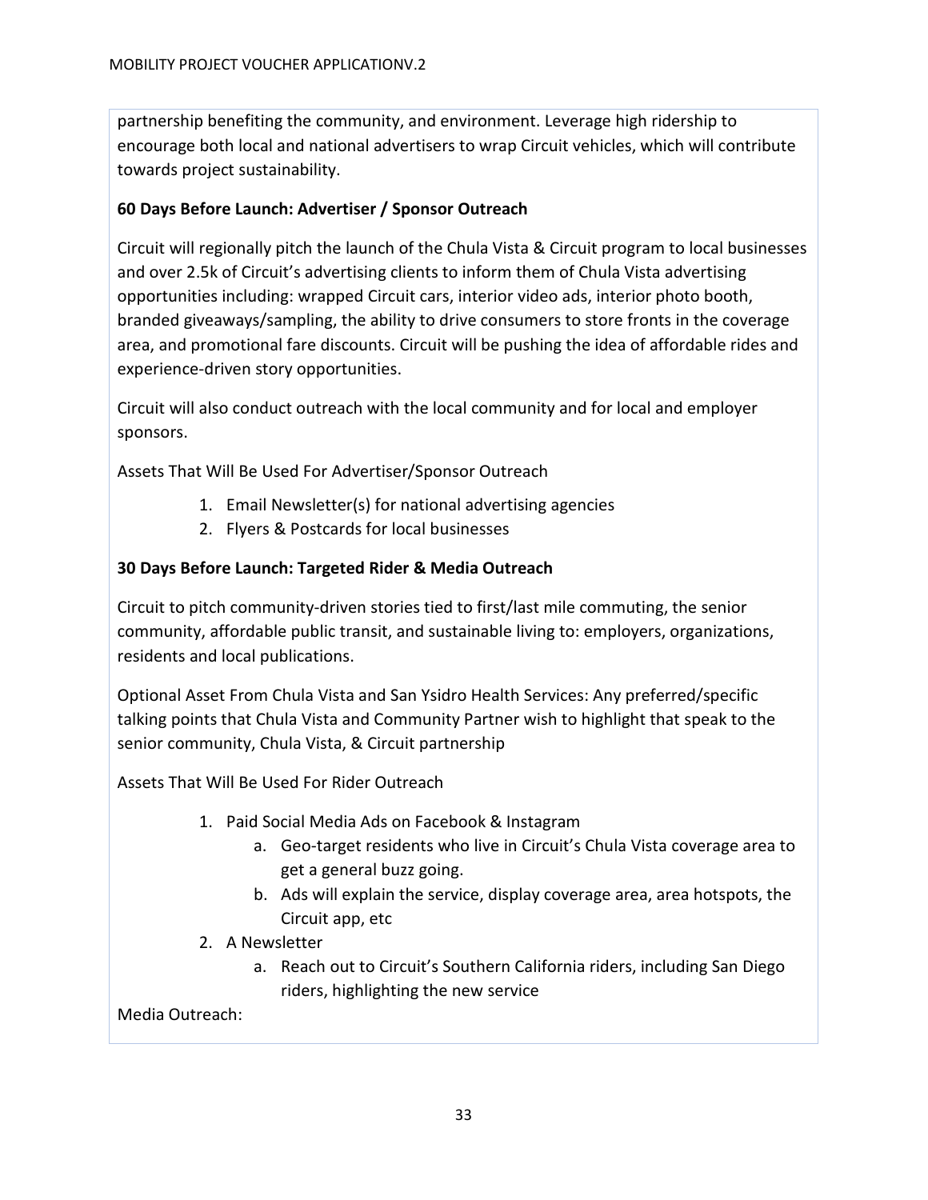partnership benefiting the community, and environment. Leverage high ridership to encourage both local and national advertisers to wrap Circuit vehicles, which will contribute towards project sustainability.

**60 Days Before Launch: Advertiser / Sponsor Outreach**

Circuit will regionally pitch the launch of the Chula Vista & Circuit program to local businesses and over 2.5k of Circuit's advertising clients to inform them of Chula Vista advertising opportunities including: wrapped Circuit cars, interior video ads, interior photo booth, branded giveaways/sampling, the ability to drive consumers to store fronts in the coverage area, and promotional fare discounts. Circuit will be pushing the idea of affordable rides and experience-driven story opportunities.

Circuit will also conduct outreach with the local community and for local and employer sponsors.

Assets That Will Be Used For Advertiser/Sponsor Outreach

1. Email Newsletter(s) for national advertising agencies
2. Flyers & Postcards for local businesses

**30 Days Before Launch: Targeted Rider & Media Outreach**

Circuit to pitch community-driven stories tied to first/last mile commuting, the senior community, affordable public transit, and sustainable living to: employers, organizations, residents and local publications.

Optional Asset From Chula Vista and San Ysidro Health Services: Any preferred/specific talking points that Chula Vista and Community Partner wish to highlight that speak to the senior community, Chula Vista, & Circuit partnership

Assets That Will Be Used For Rider Outreach

1. Paid Social Media Ads on Facebook & Instagram
   a. Geo-target residents who live in Circuit's Chula Vista coverage area to get a general buzz going.
   b. Ads will explain the service, display coverage area, area hotspots, the Circuit app, etc
2. A Newsletter
   a. Reach out to Circuit's Southern California riders, including San Diego riders, highlighting the new service

Media Outreach: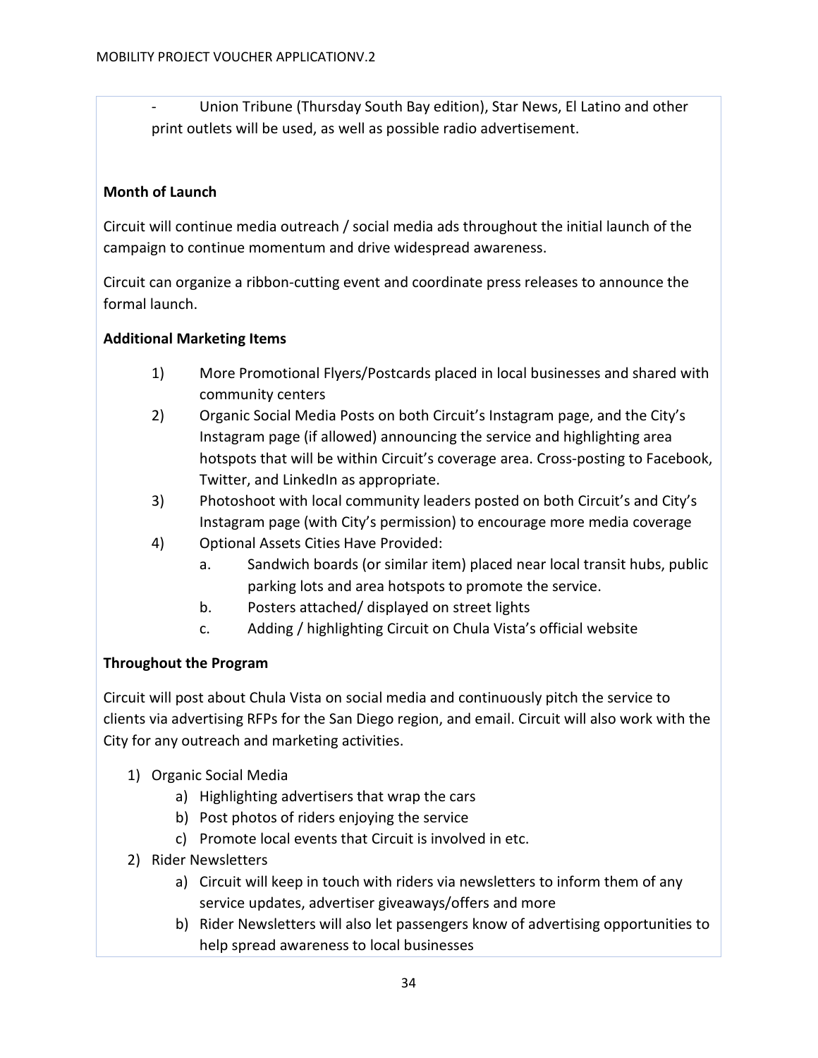- Union Tribune (Thursday South Bay edition), Star News, El Latino and other print outlets will be used, as well as possible radio advertisement.

**Month of Launch**

Circuit will continue media outreach / social media ads throughout the initial launch of the campaign to continue momentum and drive widespread awareness.

Circuit can organize a ribbon-cutting event and coordinate press releases to announce the formal launch.

**Additional Marketing Items**

1) More Promotional Flyers/Postcards placed in local businesses and shared with community centers
2) Organic Social Media Posts on both Circuit's Instagram page, and the City's Instagram page (if allowed) announcing the service and highlighting area hotspots that will be within Circuit's coverage area. Cross-posting to Facebook, Twitter, and LinkedIn as appropriate.
3) Photoshoot with local community leaders posted on both Circuit's and City's Instagram page (with City's permission) to encourage more media coverage
4) Optional Assets Cities Have Provided:
   a. Sandwich boards (or similar item) placed near local transit hubs, public parking lots and area hotspots to promote the service.
   b. Posters attached/ displayed on street lights
   c. Adding / highlighting Circuit on Chula Vista's official website

**Throughout the Program**

Circuit will post about Chula Vista on social media and continuously pitch the service to clients via advertising RFPs for the San Diego region, and email. Circuit will also work with the City for any outreach and marketing activities.

1) Organic Social Media
   a) Highlighting advertisers that wrap the cars
   b) Post photos of riders enjoying the service
   c) Promote local events that Circuit is involved in etc.
2) Rider Newsletters
   a) Circuit will keep in touch with riders via newsletters to inform them of any service updates, advertiser giveaways/offers and more
   b) Rider Newsletters will also let passengers know of advertising opportunities to help spread awareness to local businesses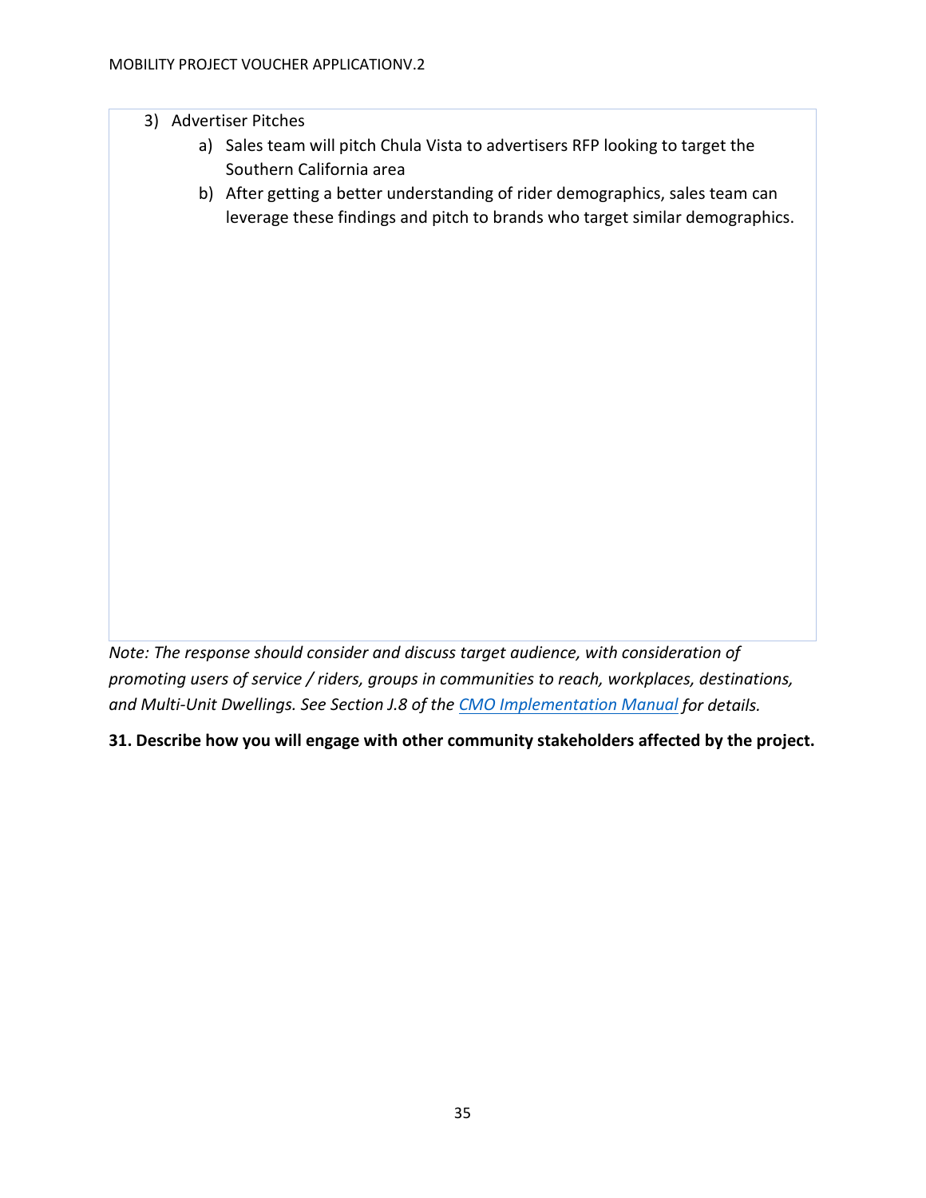3) Advertiser Pitches
    a) Sales team will pitch Chula Vista to advertisers RFP looking to target the Southern California area
    b) After getting a better understanding of rider demographics, sales team can leverage these findings and pitch to brands who target similar demographics.

*Note: The response should consider and discuss target audience, with consideration of promoting users of service / riders, groups in communities to reach, workplaces, destinations, and Multi-Unit Dwellings. See Section J.8 of the [CMO Implementation Manual](CMO Implementation Manual) for details.*

**31. Describe how you will engage with other community stakeholders affected by the project.**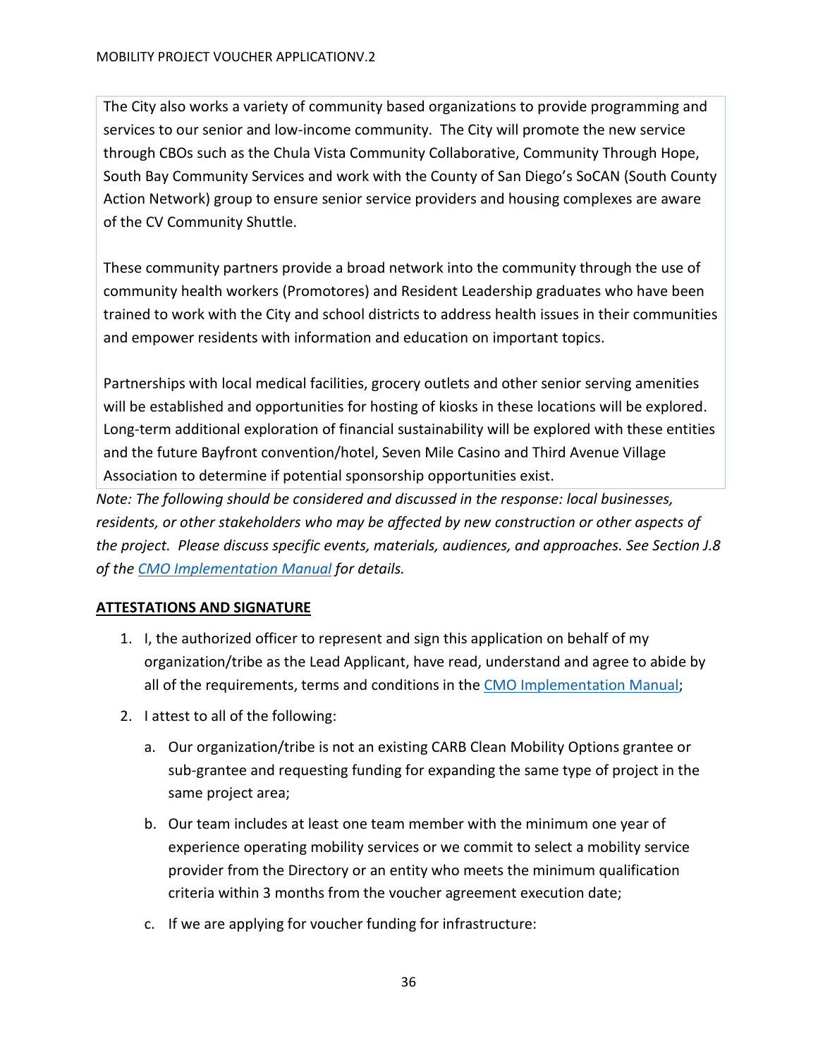The City also works a variety of community based organizations to provide programming and services to our senior and low-income community. The City will promote the new service through CBOs such as the Chula Vista Community Collaborative, Community Through Hope, South Bay Community Services and work with the County of San Diego's SoCAN (South County Action Network) group to ensure senior service providers and housing complexes are aware of the CV Community Shuttle.

These community partners provide a broad network into the community through the use of community health workers (Promotores) and Resident Leadership graduates who have been trained to work with the City and school districts to address health issues in their communities and empower residents with information and education on important topics.

Partnerships with local medical facilities, grocery outlets and other senior serving amenities will be established and opportunities for hosting of kiosks in these locations will be explored. Long-term additional exploration of financial sustainability will be explored with these entities and the future Bayfront convention/hotel, Seven Mile Casino and Third Avenue Village Association to determine if potential sponsorship opportunities exist.

*Note: The following should be considered and discussed in the response: local businesses, residents, or other stakeholders who may be affected by new construction or other aspects of the project. Please discuss specific events, materials, audiences, and approaches. See Section J.8 of the [CMO Implementation Manual](#) for details.*

## ATTESTATIONS AND SIGNATURE

1. I, the authorized officer to represent and sign this application on behalf of my organization/tribe as the Lead Applicant, have read, understand and agree to abide by all of the requirements, terms and conditions in the [CMO Implementation Manual](#);
2. I attest to all of the following:
   a. Our organization/tribe is not an existing CARB Clean Mobility Options grantee or sub-grantee and requesting funding for expanding the same type of project in the same project area;
   b. Our team includes at least one team member with the minimum one year of experience operating mobility services or we commit to select a mobility service provider from the Directory or an entity who meets the minimum qualification criteria within 3 months from the voucher agreement execution date;
   c. If we are applying for voucher funding for infrastructure: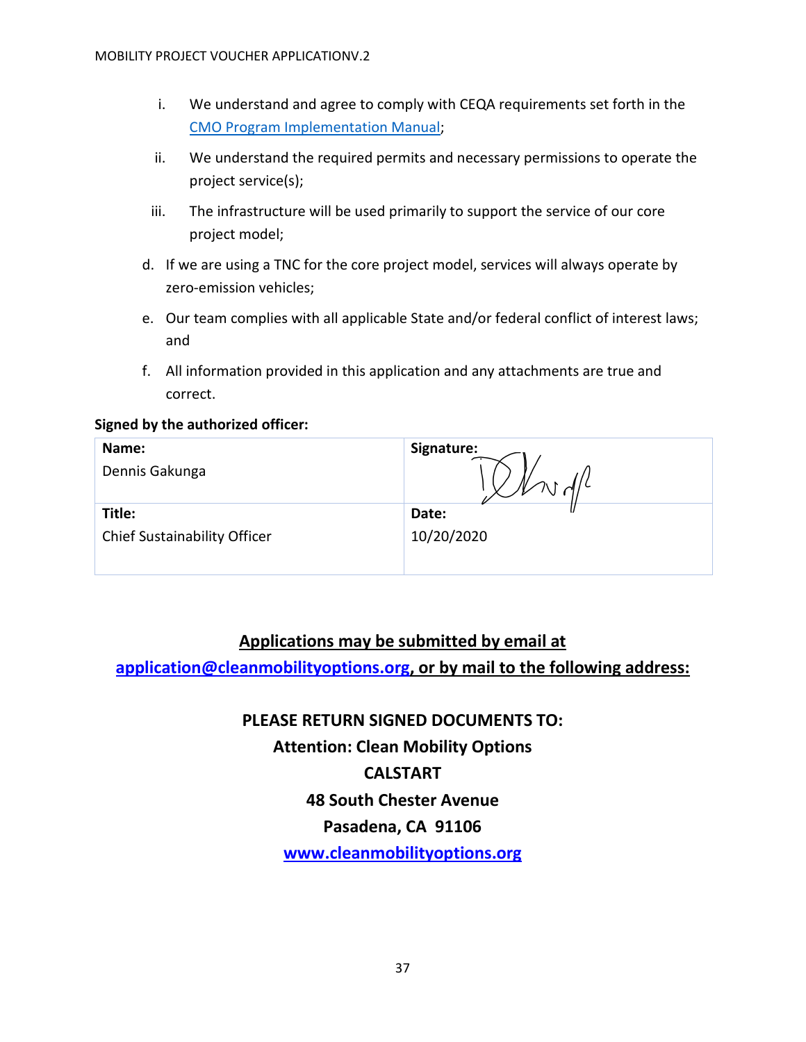i. We understand and agree to comply with CEQA requirements set forth in the CMO Program Implementation Manual;

ii. We understand the required permits and necessary permissions to operate the project service(s);

iii. The infrastructure will be used primarily to support the service of our core project model;

d. If we are using a TNC for the core project model, services will always operate by zero-emission vehicles;

e. Our team complies with all applicable State and/or federal conflict of interest laws; and

f. All information provided in this application and any attachments are true and correct.

**Signed by the authorized officer:**

| | |
|---|---|
| **Name:** Dennis Gakunga | **Signature:** |
| **Title:** Chief Sustainability Officer | **Date:** 10/20/2020 |

**Applications may be submitted by email at application@cleanmobilityoptions.org, or by mail to the following address:**

**PLEASE RETURN SIGNED DOCUMENTS TO:**
**Attention: Clean Mobility Options**
**CALSTART**
**48 South Chester Avenue**
**Pasadena, CA 91106**
**www.cleanmobilityoptions.org**